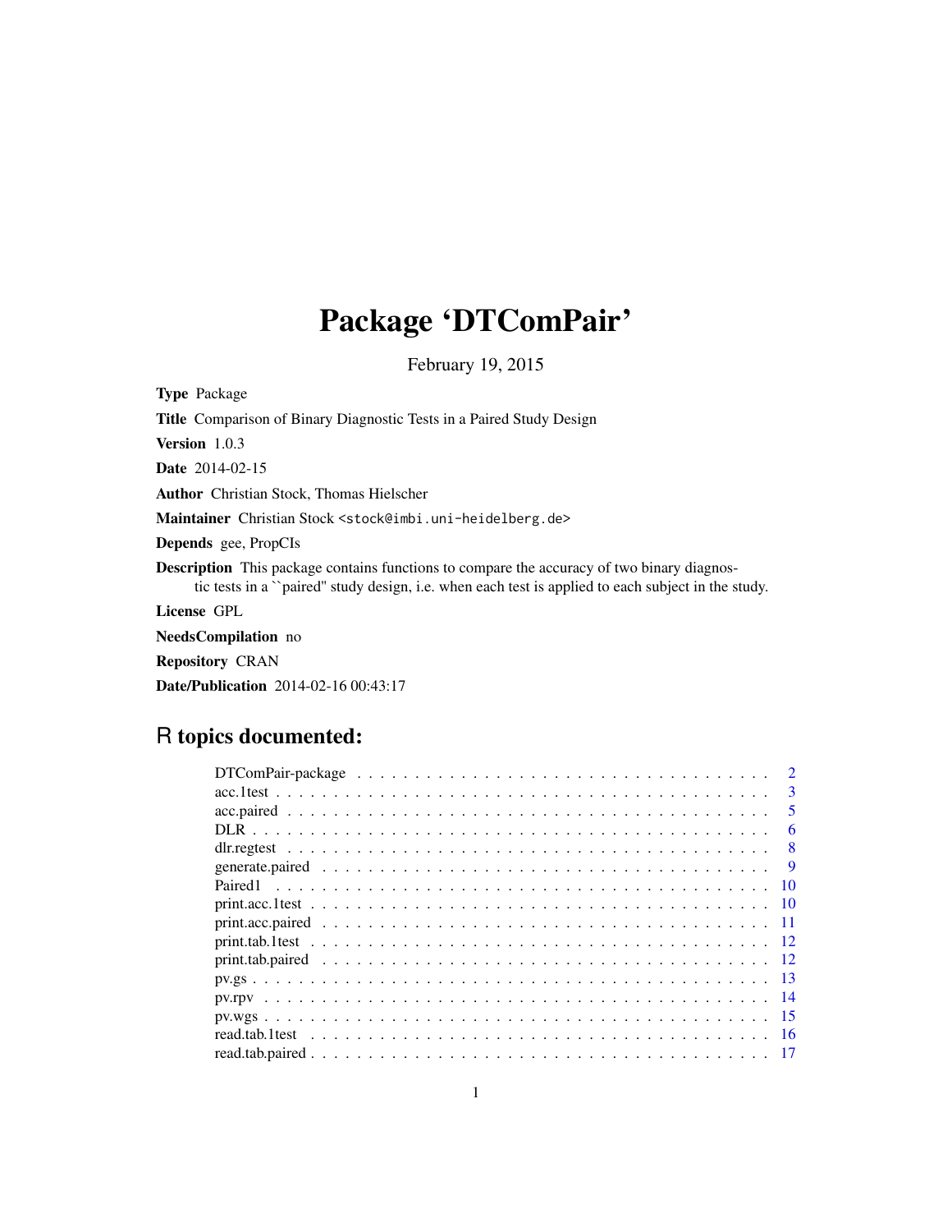# Package 'DTComPair'

February 19, 2015

**Type** Package

**Title** Comparison of Binary Diagnostic Tests in a Paired Study Design

**Version** 1.0.3

**Date** 2014-02-15

**Author** Christian Stock, Thomas Hielscher

**Maintainer** Christian Stock <stock@imbi.uni-heidelberg.de>

**Depends** gee, PropCIs

**Description** This package contains functions to compare the accuracy of two binary diagnostic tests in a ``paired'' study design, i.e. when each test is applied to each subject in the study.

**License** GPL

**NeedsCompilation** no

**Repository** CRAN

**Date/Publication** 2014-02-16 00:43:17

## R topics documented:

| | |
|---|---|
| DTComPair-package | 2 |
| acc.1test | 3 |
| acc.paired | 5 |
| DLR | 6 |
| dlr.regtest | 8 |
| generate.paired | 9 |
| Paired1 | 10 |
| print.acc.1test | 10 |
| print.acc.paired | 11 |
| print.tab.1test | 12 |
| print.tab.paired | 12 |
| pv.gs | 13 |
| pv.rpv | 14 |
| pv.wgs | 15 |
| read.tab.1test | 16 |
| read.tab.paired | 17 |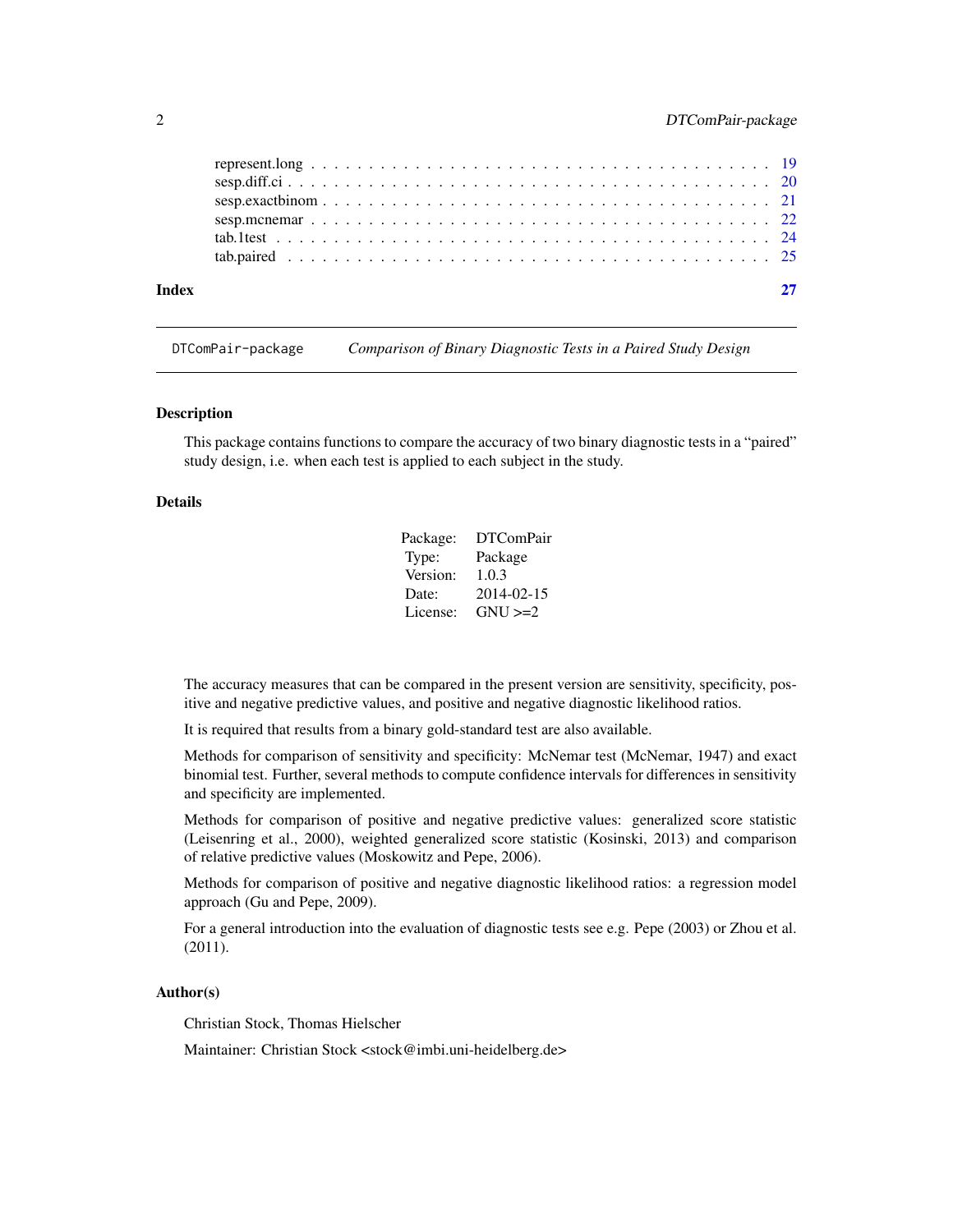| | |
|---|---|
| represent.long | 19 |
| sesp.diff.ci | 20 |
| sesp.exactbinom | 21 |
| sesp.mcnemar | 22 |
| tab.1test | 24 |
| tab.paired | 25 |

**Index** **27**

---

DTComPair-package *Comparison of Binary Diagnostic Tests in a Paired Study Design*

---

### Description

This package contains functions to compare the accuracy of two binary diagnostic tests in a "paired" study design, i.e. when each test is applied to each subject in the study.

### Details

| | |
|---|---|
| Package: | DTComPair |
| Type: | Package |
| Version: | 1.0.3 |
| Date: | 2014-02-15 |
| License: | GNU >=2 |

The accuracy measures that can be compared in the present version are sensitivity, specificity, positive and negative predictive values, and positive and negative diagnostic likelihood ratios.

It is required that results from a binary gold-standard test are also available.

Methods for comparison of sensitivity and specificity: McNemar test (McNemar, 1947) and exact binomial test. Further, several methods to compute confidence intervals for differences in sensitivity and specificity are implemented.

Methods for comparison of positive and negative predictive values: generalized score statistic (Leisenring et al., 2000), weighted generalized score statistic (Kosinski, 2013) and comparison of relative predictive values (Moskowitz and Pepe, 2006).

Methods for comparison of positive and negative diagnostic likelihood ratios: a regression model approach (Gu and Pepe, 2009).

For a general introduction into the evaluation of diagnostic tests see e.g. Pepe (2003) or Zhou et al. (2011).

### Author(s)

Christian Stock, Thomas Hielscher

Maintainer: Christian Stock <stock@imbi.uni-heidelberg.de>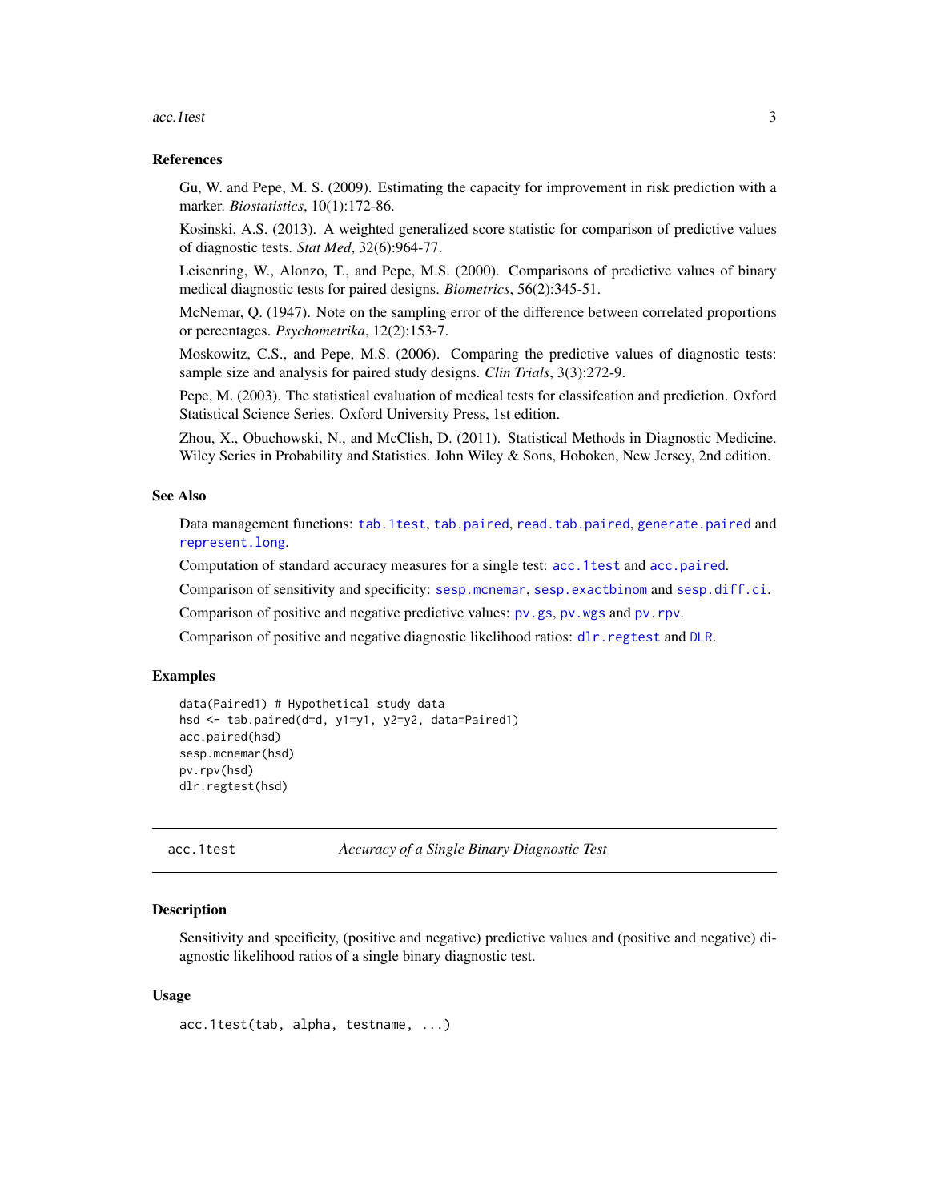## References

Gu, W. and Pepe, M. S. (2009). Estimating the capacity for improvement in risk prediction with a marker. *Biostatistics*, 10(1):172-86.

Kosinski, A.S. (2013). A weighted generalized score statistic for comparison of predictive values of diagnostic tests. *Stat Med*, 32(6):964-77.

Leisenring, W., Alonzo, T., and Pepe, M.S. (2000). Comparisons of predictive values of binary medical diagnostic tests for paired designs. *Biometrics*, 56(2):345-51.

McNemar, Q. (1947). Note on the sampling error of the difference between correlated proportions or percentages. *Psychometrika*, 12(2):153-7.

Moskowitz, C.S., and Pepe, M.S. (2006). Comparing the predictive values of diagnostic tests: sample size and analysis for paired study designs. *Clin Trials*, 3(3):272-9.

Pepe, M. (2003). The statistical evaluation of medical tests for classifcation and prediction. Oxford Statistical Science Series. Oxford University Press, 1st edition.

Zhou, X., Obuchowski, N., and McClish, D. (2011). Statistical Methods in Diagnostic Medicine. Wiley Series in Probability and Statistics. John Wiley & Sons, Hoboken, New Jersey, 2nd edition.

## See Also

Data management functions: `tab.1test`, `tab.paired`, `read.tab.paired`, `generate.paired` and `represent.long`.

Computation of standard accuracy measures for a single test: `acc.1test` and `acc.paired`.

Comparison of sensitivity and specificity: `sesp.mcnemar`, `sesp.exactbinom` and `sesp.diff.ci`.

Comparison of positive and negative predictive values: `pv.gs`, `pv.wgs` and `pv.rpv`.

Comparison of positive and negative diagnostic likelihood ratios: `dlr.regtest` and `DLR`.

## Examples

```
data(Paired1) # Hypothetical study data
hsd <- tab.paired(d=d, y1=y1, y2=y2, data=Paired1)
acc.paired(hsd)
sesp.mcnemar(hsd)
pv.rpv(hsd)
dlr.regtest(hsd)
```

---

# acc.1test — *Accuracy of a Single Binary Diagnostic Test*

## Description

Sensitivity and specificity, (positive and negative) predictive values and (positive and negative) diagnostic likelihood ratios of a single binary diagnostic test.

## Usage

```
acc.1test(tab, alpha, testname, ...)
```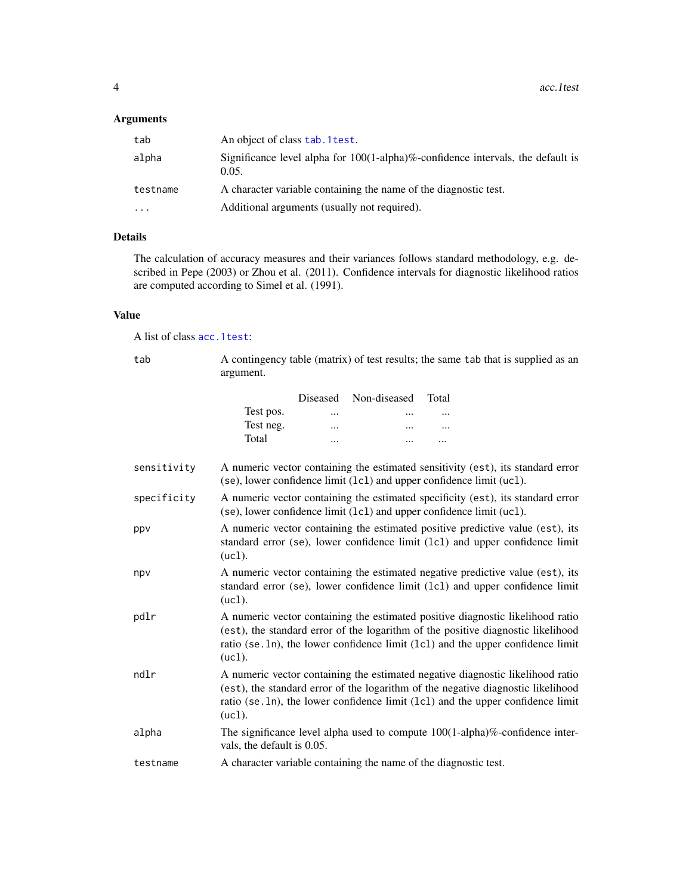## Arguments

| | |
|---|---|
| tab | An object of class `tab.1test`. |
| alpha | Significance level alpha for 100(1-alpha)%-confidence intervals, the default is 0.05. |
| testname | A character variable containing the name of the diagnostic test. |
| ... | Additional arguments (usually not required). |

## Details

The calculation of accuracy measures and their variances follows standard methodology, e.g. described in Pepe (2003) or Zhou et al. (2011). Confidence intervals for diagnostic likelihood ratios are computed according to Simel et al. (1991).

## Value

A list of class `acc.1test`:

**tab** A contingency table (matrix) of test results; the same `tab` that is supplied as an argument.

| | Diseased | Non-diseased | Total |
|---|---|---|---|
| Test pos. | ... | ... | ... |
| Test neg. | ... | ... | ... |
| Total | ... | ... | ... |

**sensitivity** A numeric vector containing the estimated sensitivity (`est`), its standard error (`se`), lower confidence limit (`lcl`) and upper confidence limit (`ucl`).

**specificity** A numeric vector containing the estimated specificity (`est`), its standard error (`se`), lower confidence limit (`lcl`) and upper confidence limit (`ucl`).

**ppv** A numeric vector containing the estimated positive predictive value (`est`), its standard error (`se`), lower confidence limit (`lcl`) and upper confidence limit (`ucl`).

**npv** A numeric vector containing the estimated negative predictive value (`est`), its standard error (`se`), lower confidence limit (`lcl`) and upper confidence limit (`ucl`).

**pdlr** A numeric vector containing the estimated positive diagnostic likelihood ratio (`est`), the standard error of the logarithm of the positive diagnostic likelihood ratio (`se.ln`), the lower confidence limit (`lcl`) and the upper confidence limit (`ucl`).

**ndlr** A numeric vector containing the estimated negative diagnostic likelihood ratio (`est`), the standard error of the logarithm of the negative diagnostic likelihood ratio (`se.ln`), the lower confidence limit (`lcl`) and the upper confidence limit (`ucl`).

**alpha** The significance level alpha used to compute 100(1-alpha)%-confidence intervals, the default is 0.05.

**testname** A character variable containing the name of the diagnostic test.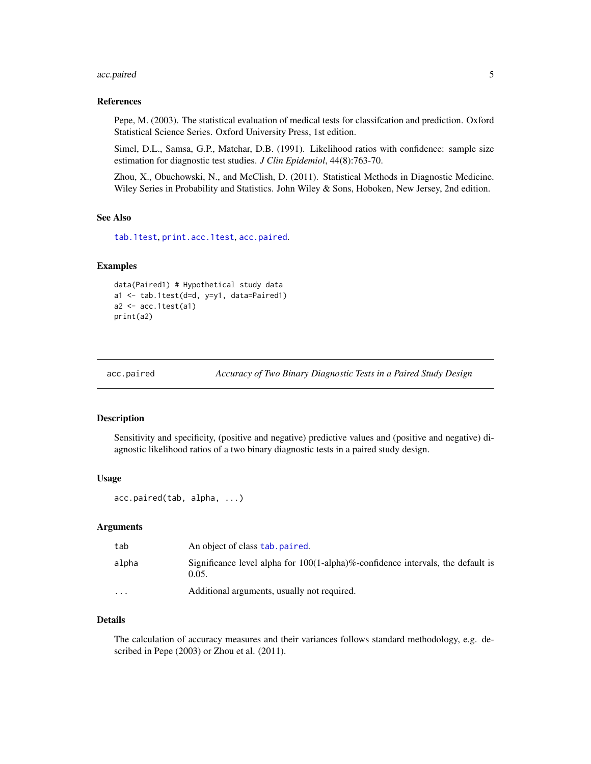### References

Pepe, M. (2003). The statistical evaluation of medical tests for classifcation and prediction. Oxford Statistical Science Series. Oxford University Press, 1st edition.

Simel, D.L., Samsa, G.P., Matchar, D.B. (1991). Likelihood ratios with confidence: sample size estimation for diagnostic test studies. *J Clin Epidemiol*, 44(8):763-70.

Zhou, X., Obuchowski, N., and McClish, D. (2011). Statistical Methods in Diagnostic Medicine. Wiley Series in Probability and Statistics. John Wiley & Sons, Hoboken, New Jersey, 2nd edition.

### See Also

`tab.1test`, `print.acc.1test`, `acc.paired`.

### Examples

```
data(Paired1) # Hypothetical study data
a1 <- tab.1test(d=d, y=y1, data=Paired1)
a2 <- acc.1test(a1)
print(a2)
```

---

## acc.paired — *Accuracy of Two Binary Diagnostic Tests in a Paired Study Design*

### Description

Sensitivity and specificity, (positive and negative) predictive values and (positive and negative) diagnostic likelihood ratios of a two binary diagnostic tests in a paired study design.

### Usage

```
acc.paired(tab, alpha, ...)
```

### Arguments

| | |
|---|---|
| `tab` | An object of class `tab.paired`. |
| `alpha` | Significance level alpha for 100(1-alpha)%-confidence intervals, the default is 0.05. |
| `...` | Additional arguments, usually not required. |

### Details

The calculation of accuracy measures and their variances follows standard methodology, e.g. described in Pepe (2003) or Zhou et al. (2011).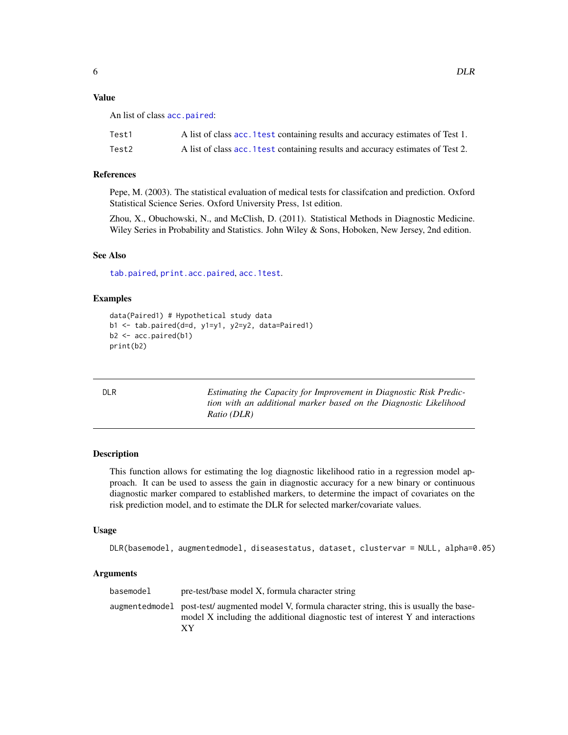## Value

An list of class acc.paired:

| | |
|---|---|
| Test1 | A list of class acc.1test containing results and accuracy estimates of Test 1. |
| Test2 | A list of class acc.1test containing results and accuracy estimates of Test 2. |

## References

Pepe, M. (2003). The statistical evaluation of medical tests for classifcation and prediction. Oxford Statistical Science Series. Oxford University Press, 1st edition.

Zhou, X., Obuchowski, N., and McClish, D. (2011). Statistical Methods in Diagnostic Medicine. Wiley Series in Probability and Statistics. John Wiley & Sons, Hoboken, New Jersey, 2nd edition.

## See Also

tab.paired, print.acc.paired, acc.1test.

## Examples

```
data(Paired1) # Hypothetical study data
b1 <- tab.paired(d=d, y1=y1, y2=y2, data=Paired1)
b2 <- acc.paired(b1)
print(b2)
```

---

# DLR — *Estimating the Capacity for Improvement in Diagnostic Risk Prediction with an additional marker based on the Diagnostic Likelihood Ratio (DLR)*

## Description

This function allows for estimating the log diagnostic likelihood ratio in a regression model approach. It can be used to assess the gain in diagnostic accuracy for a new binary or continuous diagnostic marker compared to established markers, to determine the impact of covariates on the risk prediction model, and to estimate the DLR for selected marker/covariate values.

## Usage

```
DLR(basemodel, augmentedmodel, diseasestatus, dataset, clustervar = NULL, alpha=0.05)
```

## Arguments

| | |
|---|---|
| basemodel | pre-test/base model X, formula character string |
| augmentedmodel | post-test/ augmented model V, formula character string, this is usually the basemodel X including the additional diagnostic test of interest Y and interactions XY |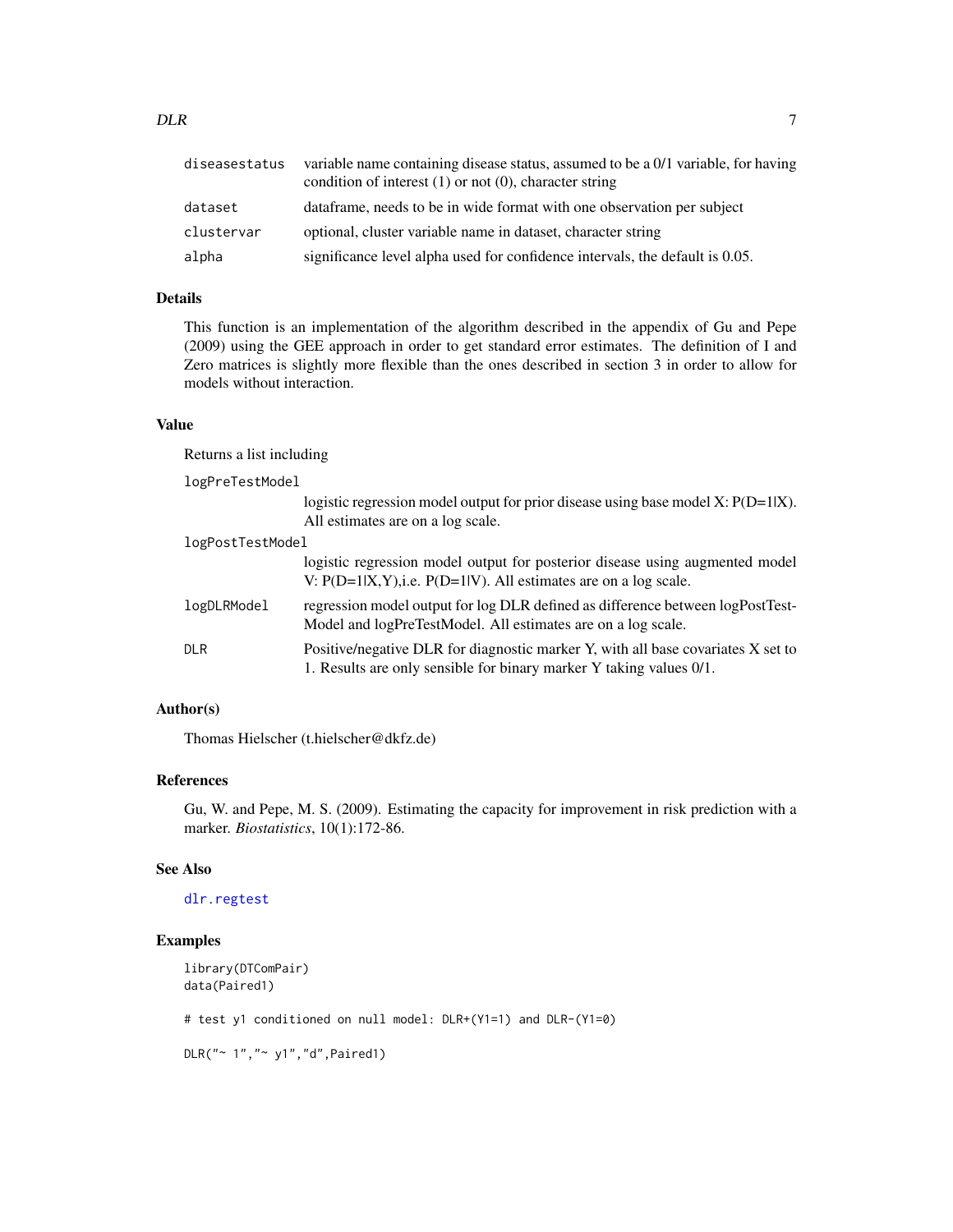| | |
|---|---|
| `diseasestatus` | variable name containing disease status, assumed to be a 0/1 variable, for having condition of interest (1) or not (0), character string |
| `dataset` | dataframe, needs to be in wide format with one observation per subject |
| `clustervar` | optional, cluster variable name in dataset, character string |
| `alpha` | significance level alpha used for confidence intervals, the default is 0.05. |

### Details

This function is an implementation of the algorithm described in the appendix of Gu and Pepe (2009) using the GEE approach in order to get standard error estimates. The definition of I and Zero matrices is slightly more flexible than the ones described in section 3 in order to allow for models without interaction.

### Value

Returns a list including

| | |
|---|---|
| `logPreTestModel` | logistic regression model output for prior disease using base model X: P(D=1\|X). All estimates are on a log scale. |
| `logPostTestModel` | logistic regression model output for posterior disease using augmented model V: P(D=1\|X,Y),i.e. P(D=1\|V). All estimates are on a log scale. |
| `logDLRModel` | regression model output for log DLR defined as difference between logPostTestModel and logPreTestModel. All estimates are on a log scale. |
| `DLR` | Positive/negative DLR for diagnostic marker Y, with all base covariates X set to 1. Results are only sensible for binary marker Y taking values 0/1. |

### Author(s)

Thomas Hielscher (t.hielscher@dkfz.de)

### References

Gu, W. and Pepe, M. S. (2009). Estimating the capacity for improvement in risk prediction with a marker. *Biostatistics*, 10(1):172-86.

### See Also

`dlr.regtest`

### Examples

```
library(DTComPair)
data(Paired1)

# test y1 conditioned on null model: DLR+(Y1=1) and DLR-(Y1=0)

DLR("~ 1","~ y1","d",Paired1)
```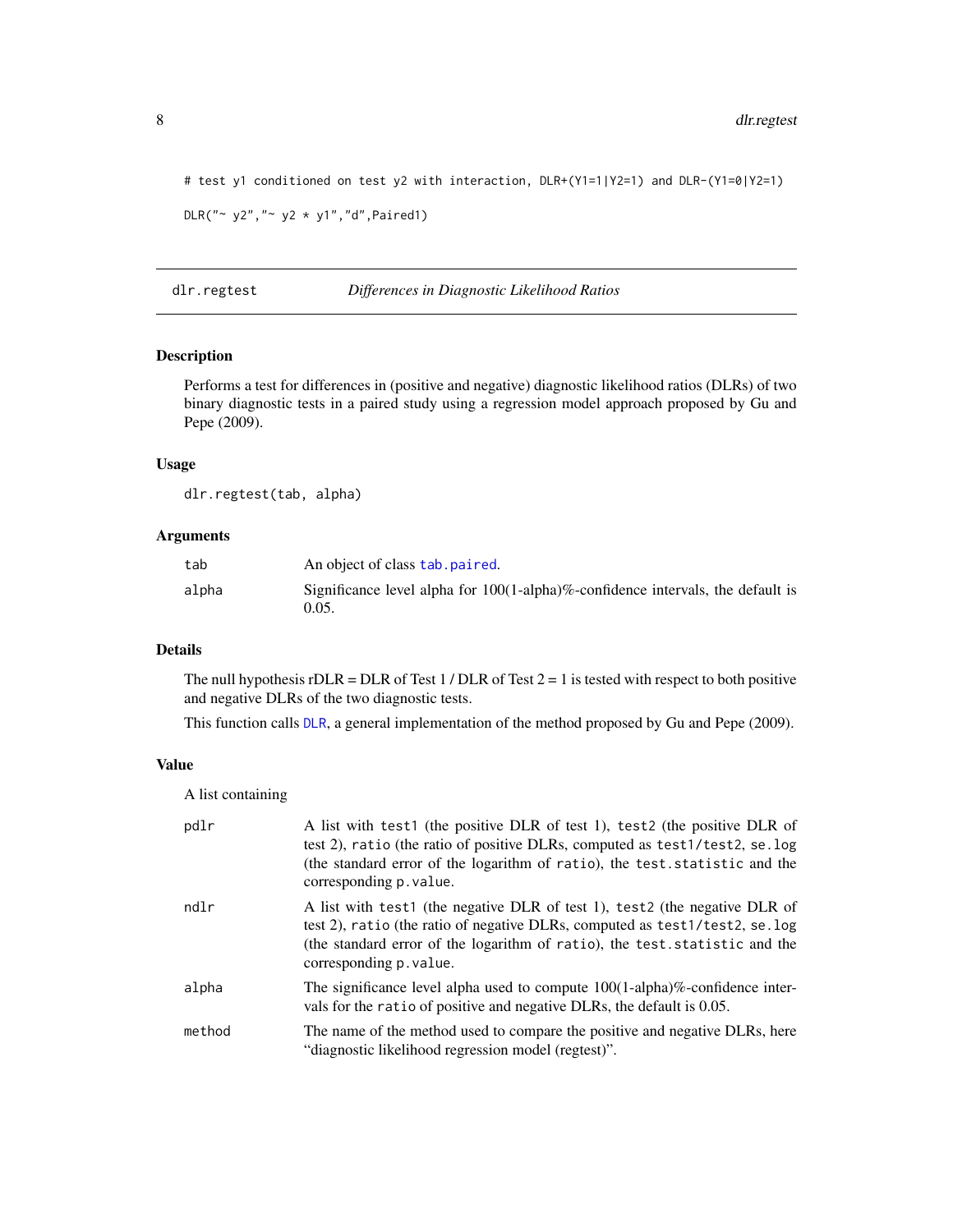```
# test y1 conditioned on test y2 with interaction, DLR+(Y1=1|Y2=1) and DLR-(Y1=0|Y2=1)

DLR("~ y2","~ y2 * y1","d",Paired1)
```

## dlr.regtest — *Differences in Diagnostic Likelihood Ratios*

### Description

Performs a test for differences in (positive and negative) diagnostic likelihood ratios (DLRs) of two binary diagnostic tests in a paired study using a regression model approach proposed by Gu and Pepe (2009).

### Usage

```
dlr.regtest(tab, alpha)
```

### Arguments

| | |
|---|---|
| `tab` | An object of class `tab.paired`. |
| `alpha` | Significance level alpha for 100(1-alpha)%-confidence intervals, the default is 0.05. |

### Details

The null hypothesis rDLR = DLR of Test 1 / DLR of Test 2 = 1 is tested with respect to both positive and negative DLRs of the two diagnostic tests.

This function calls `DLR`, a general implementation of the method proposed by Gu and Pepe (2009).

### Value

A list containing

| | |
|---|---|
| `pdlr` | A list with `test1` (the positive DLR of test 1), `test2` (the positive DLR of test 2), `ratio` (the ratio of positive DLRs, computed as `test1/test2`, `se.log` (the standard error of the logarithm of `ratio`), the `test.statistic` and the corresponding `p.value`. |
| `ndlr` | A list with `test1` (the negative DLR of test 1), `test2` (the negative DLR of test 2), `ratio` (the ratio of negative DLRs, computed as `test1/test2`, `se.log` (the standard error of the logarithm of `ratio`), the `test.statistic` and the corresponding `p.value`. |
| `alpha` | The significance level alpha used to compute 100(1-alpha)%-confidence intervals for the `ratio` of positive and negative DLRs, the default is 0.05. |
| `method` | The name of the method used to compare the positive and negative DLRs, here "diagnostic likelihood regression model (regtest)". |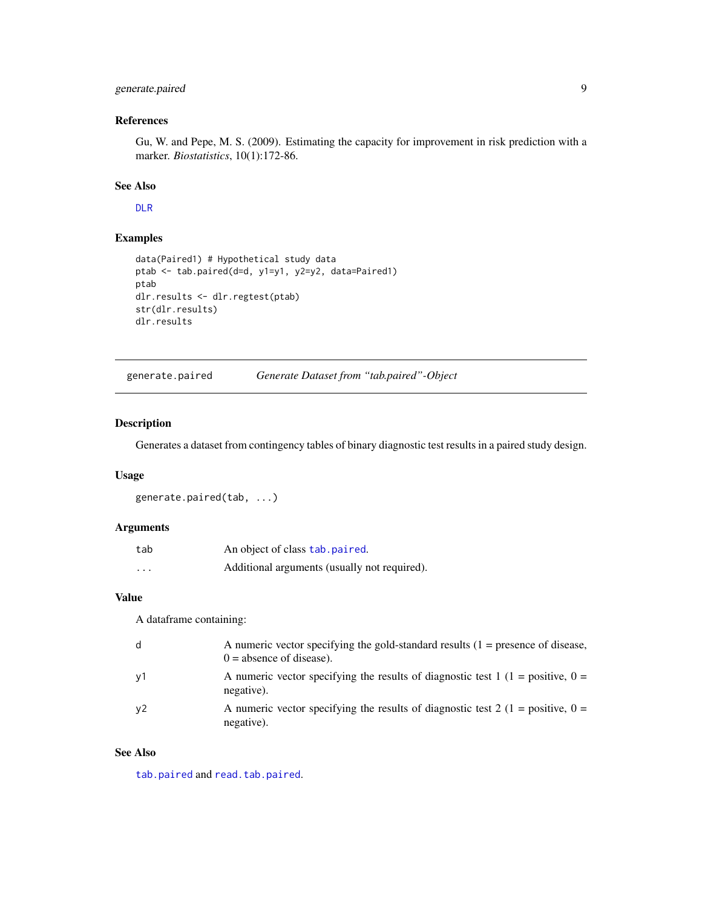### References

Gu, W. and Pepe, M. S. (2009). Estimating the capacity for improvement in risk prediction with a marker. *Biostatistics*, 10(1):172-86.

### See Also

DLR

### Examples

```
data(Paired1) # Hypothetical study data
ptab <- tab.paired(d=d, y1=y1, y2=y2, data=Paired1)
ptab
dlr.results <- dlr.regtest(ptab)
str(dlr.results)
dlr.results
```

---

## generate.paired — *Generate Dataset from "tab.paired"-Object*

### Description

Generates a dataset from contingency tables of binary diagnostic test results in a paired study design.

### Usage

```
generate.paired(tab, ...)
```

### Arguments

| | |
|---|---|
| tab | An object of class tab.paired. |
| ... | Additional arguments (usually not required). |

### Value

A dataframe containing:

| | |
|---|---|
| d | A numeric vector specifying the gold-standard results (1 = presence of disease, 0 = absence of disease). |
| y1 | A numeric vector specifying the results of diagnostic test 1 (1 = positive, 0 = negative). |
| y2 | A numeric vector specifying the results of diagnostic test 2 (1 = positive, 0 = negative). |

### See Also

tab.paired and read.tab.paired.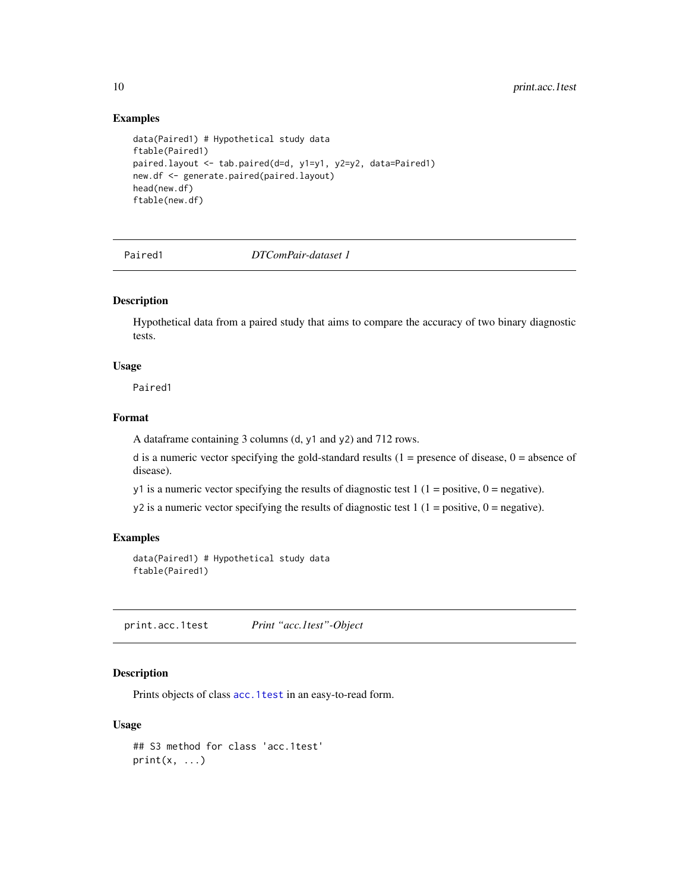### Examples

```
data(Paired1) # Hypothetical study data
ftable(Paired1)
paired.layout <- tab.paired(d=d, y1=y1, y2=y2, data=Paired1)
new.df <- generate.paired(paired.layout)
head(new.df)
ftable(new.df)
```

---

## Paired1 — *DTComPair-dataset 1*

### Description

Hypothetical data from a paired study that aims to compare the accuracy of two binary diagnostic tests.

### Usage

```
Paired1
```

### Format

A dataframe containing 3 columns (d, y1 and y2) and 712 rows.

d is a numeric vector specifying the gold-standard results (1 = presence of disease, 0 = absence of disease).

y1 is a numeric vector specifying the results of diagnostic test 1 (1 = positive, 0 = negative).

y2 is a numeric vector specifying the results of diagnostic test 1 (1 = positive, 0 = negative).

### Examples

```
data(Paired1) # Hypothetical study data
ftable(Paired1)
```

---

## print.acc.1test — *Print "acc.1test"-Object*

### Description

Prints objects of class acc.1test in an easy-to-read form.

### Usage

```
## S3 method for class 'acc.1test'
print(x, ...)
```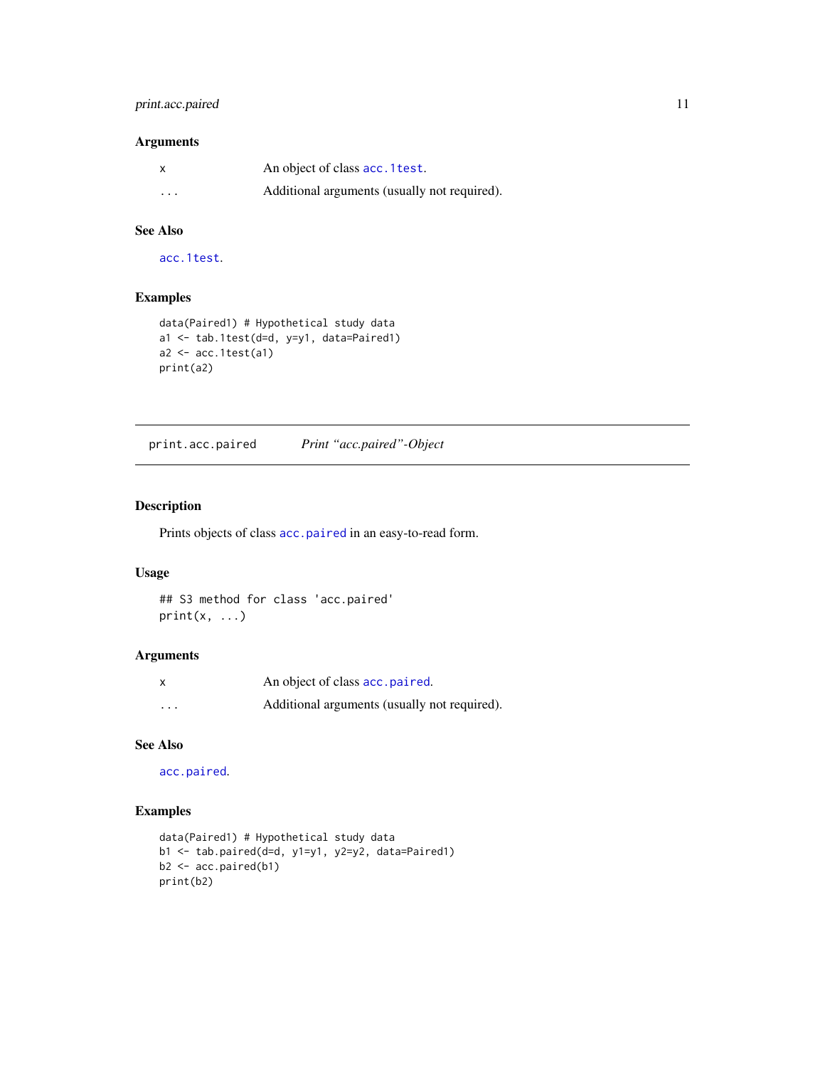### Arguments

| | |
|---|---|
| x | An object of class `acc.1test`. |
| ... | Additional arguments (usually not required). |

### See Also

`acc.1test`.

### Examples

```
data(Paired1) # Hypothetical study data
a1 <- tab.1test(d=d, y=y1, data=Paired1)
a2 <- acc.1test(a1)
print(a2)
```

---

## print.acc.paired — *Print "acc.paired"-Object*

### Description

Prints objects of class `acc.paired` in an easy-to-read form.

### Usage

```
## S3 method for class 'acc.paired'
print(x, ...)
```

### Arguments

| | |
|---|---|
| x | An object of class `acc.paired`. |
| ... | Additional arguments (usually not required). |

### See Also

`acc.paired`.

### Examples

```
data(Paired1) # Hypothetical study data
b1 <- tab.paired(d=d, y1=y1, y2=y2, data=Paired1)
b2 <- acc.paired(b1)
print(b2)
```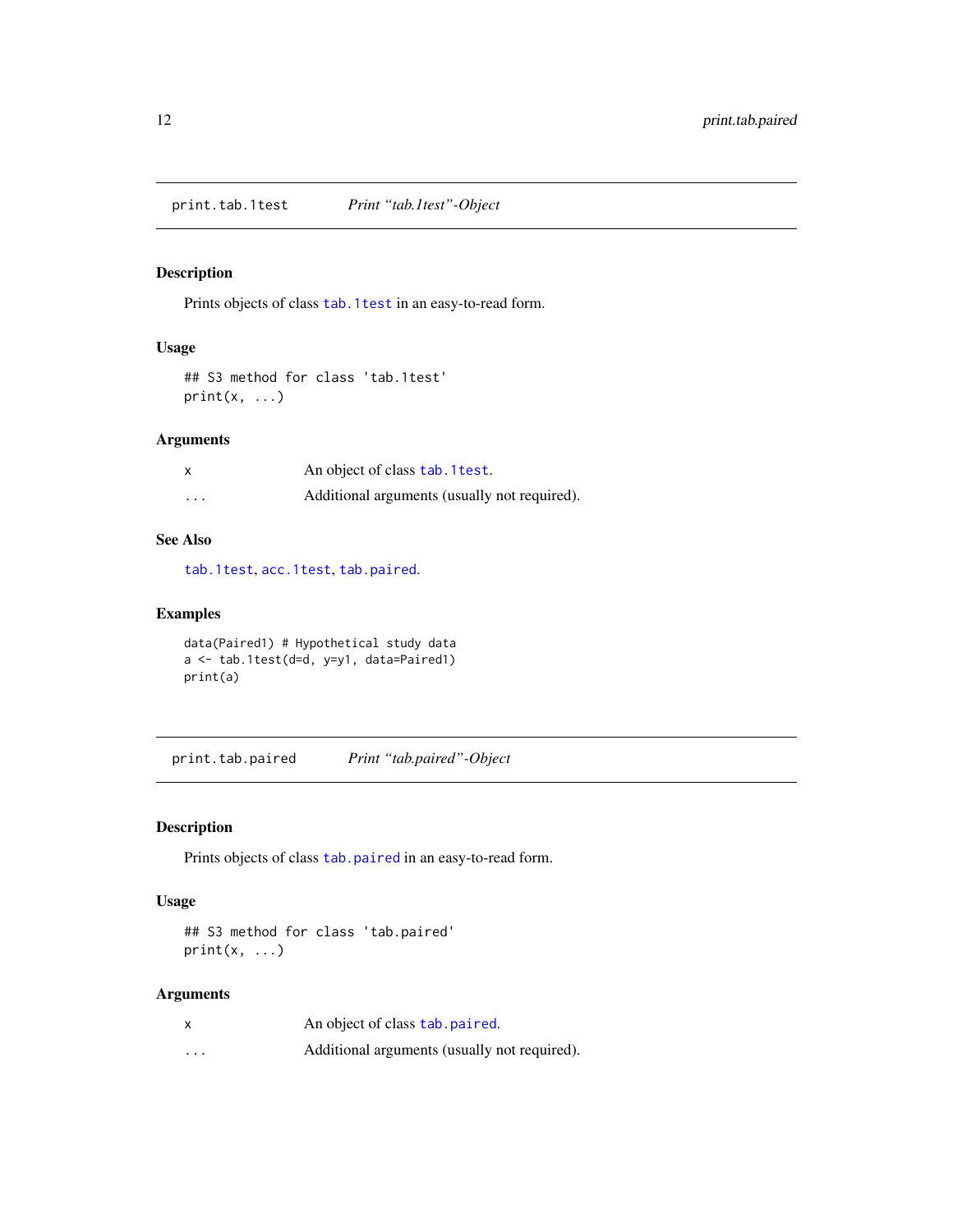## print.tab.1test — *Print “tab.1test”-Object*

### Description

Prints objects of class `tab.1test` in an easy-to-read form.

### Usage

```
## S3 method for class 'tab.1test'
print(x, ...)
```

### Arguments

| | |
|---|---|
| `x` | An object of class `tab.1test`. |
| `...` | Additional arguments (usually not required). |

### See Also

`tab.1test`, `acc.1test`, `tab.paired`.

### Examples

```
data(Paired1) # Hypothetical study data
a <- tab.1test(d=d, y=y1, data=Paired1)
print(a)
```

## print.tab.paired — *Print “tab.paired”-Object*

### Description

Prints objects of class `tab.paired` in an easy-to-read form.

### Usage

```
## S3 method for class 'tab.paired'
print(x, ...)
```

### Arguments

| | |
|---|---|
| `x` | An object of class `tab.paired`. |
| `...` | Additional arguments (usually not required). |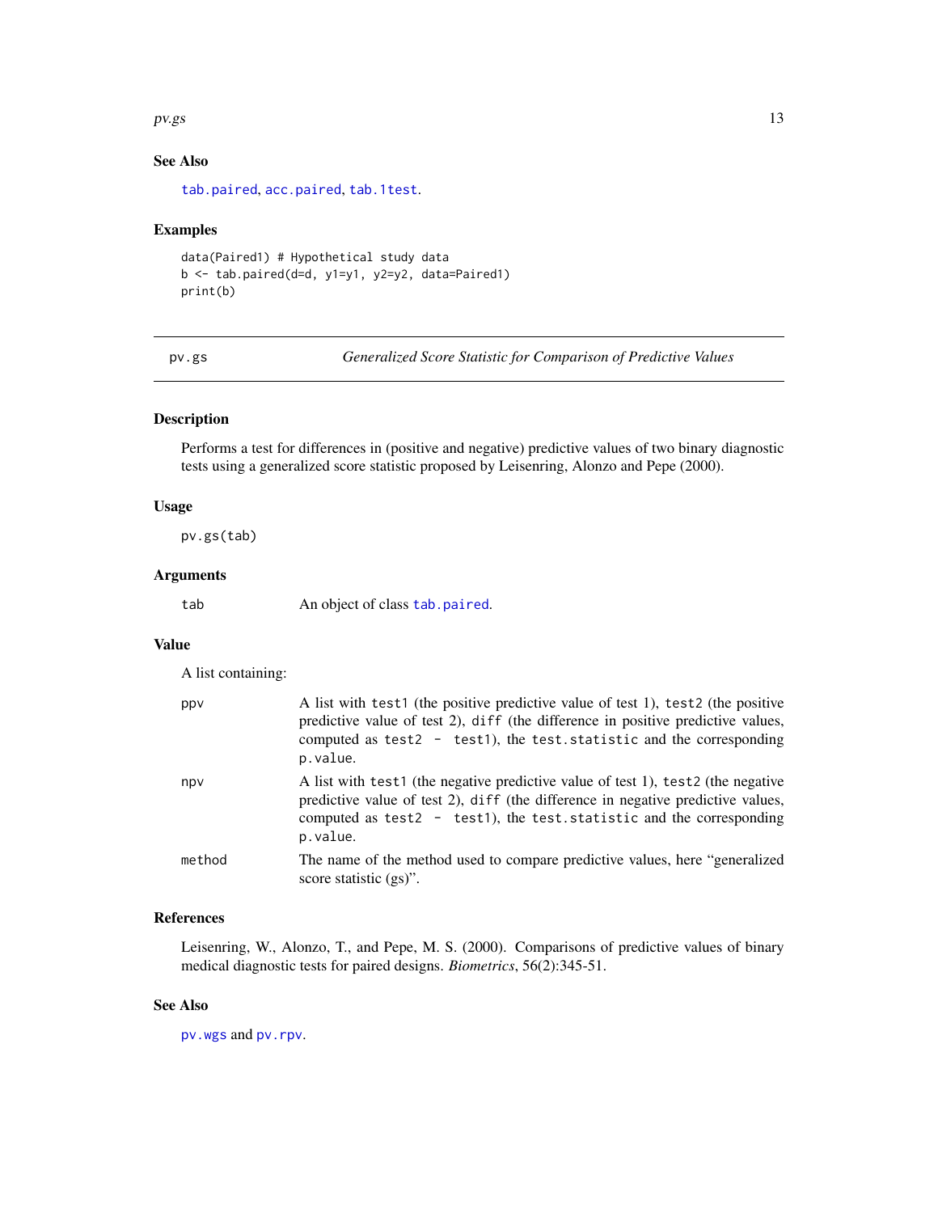## See Also

`tab.paired`, `acc.paired`, `tab.1test`.

## Examples

```
data(Paired1) # Hypothetical study data
b <- tab.paired(d=d, y1=y1, y2=y2, data=Paired1)
print(b)
```

---

# pv.gs — *Generalized Score Statistic for Comparison of Predictive Values*

---

## Description

Performs a test for differences in (positive and negative) predictive values of two binary diagnostic tests using a generalized score statistic proposed by Leisenring, Alonzo and Pepe (2000).

## Usage

```
pv.gs(tab)
```

## Arguments

| | |
|---|---|
| `tab` | An object of class `tab.paired`. |

## Value

A list containing:

| | |
|---|---|
| `ppv` | A list with `test1` (the positive predictive value of test 1), `test2` (the positive predictive value of test 2), `diff` (the difference in positive predictive values, computed as `test2 - test1`), the `test.statistic` and the corresponding `p.value`. |
| `npv` | A list with `test1` (the negative predictive value of test 1), `test2` (the negative predictive value of test 2), `diff` (the difference in negative predictive values, computed as `test2 - test1`), the `test.statistic` and the corresponding `p.value`. |
| `method` | The name of the method used to compare predictive values, here "generalized score statistic (gs)". |

## References

Leisenring, W., Alonzo, T., and Pepe, M. S. (2000). Comparisons of predictive values of binary medical diagnostic tests for paired designs. *Biometrics*, 56(2):345-51.

## See Also

`pv.wgs` and `pv.rpv`.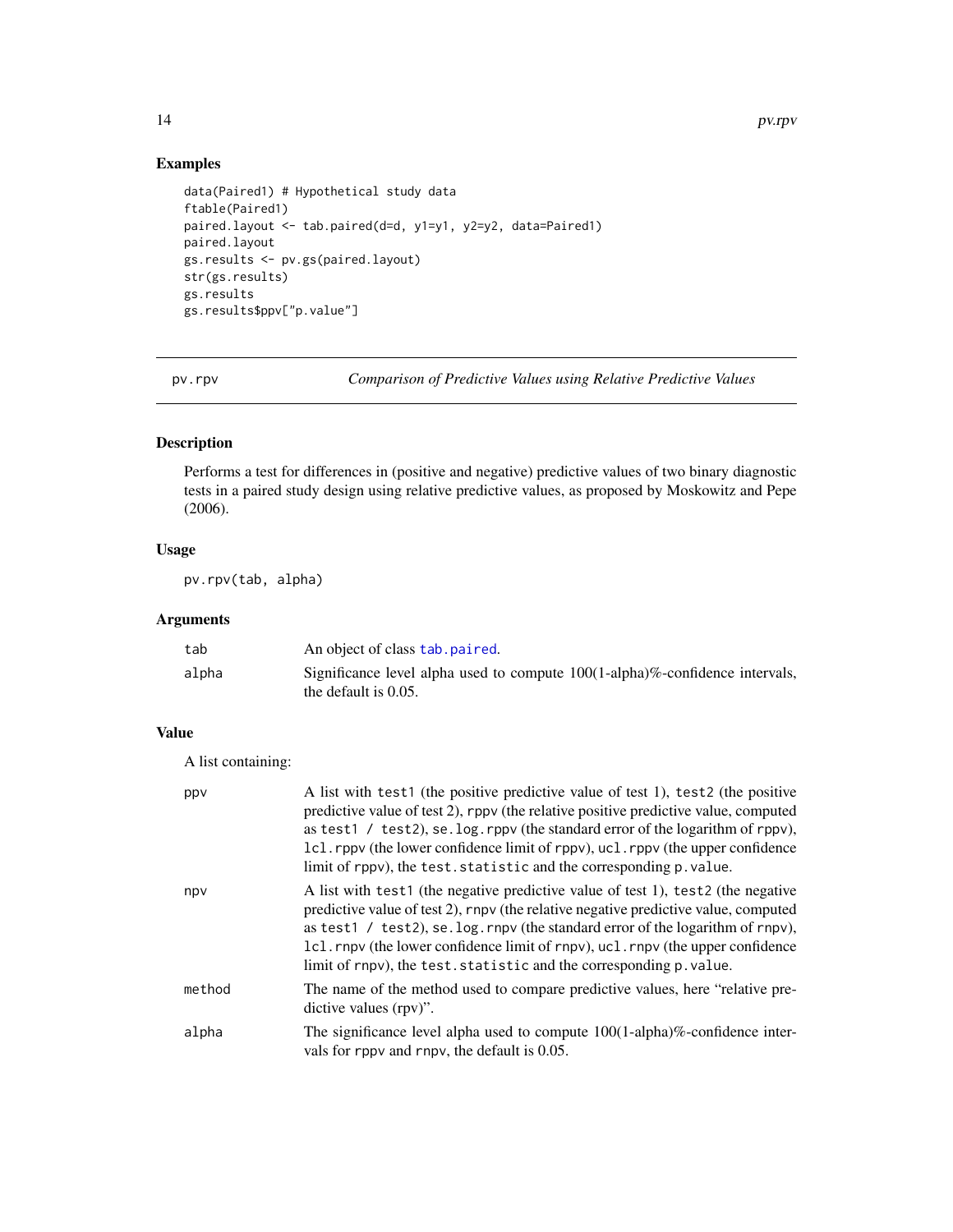## Examples

```
data(Paired1) # Hypothetical study data
ftable(Paired1)
paired.layout <- tab.paired(d=d, y1=y1, y2=y2, data=Paired1)
paired.layout
gs.results <- pv.gs(paired.layout)
str(gs.results)
gs.results
gs.results$ppv["p.value"]
```

---

# pv.rpv — *Comparison of Predictive Values using Relative Predictive Values*

---

### Description

Performs a test for differences in (positive and negative) predictive values of two binary diagnostic tests in a paired study design using relative predictive values, as proposed by Moskowitz and Pepe (2006).

### Usage

```
pv.rpv(tab, alpha)
```

### Arguments

| | |
|---|---|
| `tab` | An object of class `tab.paired`. |
| `alpha` | Significance level alpha used to compute 100(1-alpha)%-confidence intervals, the default is 0.05. |

### Value

A list containing:

| | |
|---|---|
| `ppv` | A list with `test1` (the positive predictive value of test 1), `test2` (the positive predictive value of test 2), `rppv` (the relative positive predictive value, computed as `test1 / test2`), `se.log.rppv` (the standard error of the logarithm of `rppv`), `lcl.rppv` (the lower confidence limit of `rppv`), `ucl.rppv` (the upper confidence limit of `rppv`), the `test.statistic` and the corresponding `p.value`. |
| `npv` | A list with `test1` (the negative predictive value of test 1), `test2` (the negative predictive value of test 2), `rnpv` (the relative negative predictive value, computed as `test1 / test2`), `se.log.rnpv` (the standard error of the logarithm of `rnpv`), `lcl.rnpv` (the lower confidence limit of `rnpv`), `ucl.rnpv` (the upper confidence limit of `rnpv`), the `test.statistic` and the corresponding `p.value`. |
| `method` | The name of the method used to compare predictive values, here "relative predictive values (rpv)". |
| `alpha` | The significance level alpha used to compute 100(1-alpha)%-confidence intervals for `rppv` and `rnpv`, the default is 0.05. |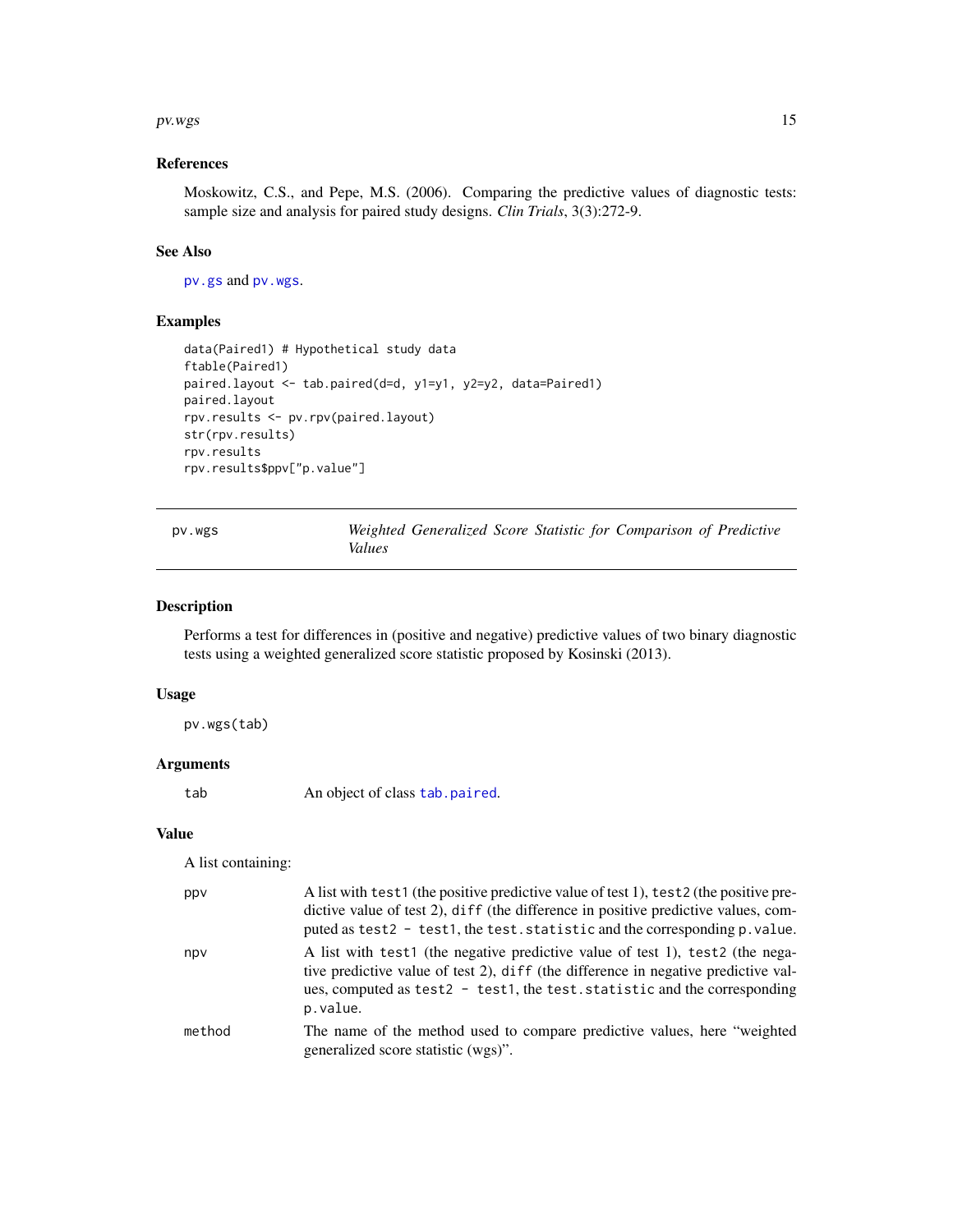### References

Moskowitz, C.S., and Pepe, M.S. (2006). Comparing the predictive values of diagnostic tests: sample size and analysis for paired study designs. *Clin Trials*, 3(3):272-9.

### See Also

`pv.gs` and `pv.wgs`.

### Examples

```
data(Paired1) # Hypothetical study data
ftable(Paired1)
paired.layout <- tab.paired(d=d, y1=y1, y2=y2, data=Paired1)
paired.layout
rpv.results <- pv.rpv(paired.layout)
str(rpv.results)
rpv.results
rpv.results$ppv["p.value"]
```

---

## pv.wgs — *Weighted Generalized Score Statistic for Comparison of Predictive Values*

### Description

Performs a test for differences in (positive and negative) predictive values of two binary diagnostic tests using a weighted generalized score statistic proposed by Kosinski (2013).

### Usage

```
pv.wgs(tab)
```

### Arguments

| | |
|---|---|
| `tab` | An object of class `tab.paired`. |

### Value

A list containing:

| | |
|---|---|
| `ppv` | A list with `test1` (the positive predictive value of test 1), `test2` (the positive predictive value of test 2), `diff` (the difference in positive predictive values, computed as `test2 - test1`, the `test.statistic` and the corresponding `p.value`. |
| `npv` | A list with `test1` (the negative predictive value of test 1), `test2` (the negative predictive value of test 2), `diff` (the difference in negative predictive values, computed as `test2 - test1`, the `test.statistic` and the corresponding `p.value`. |
| `method` | The name of the method used to compare predictive values, here "weighted generalized score statistic (wgs)". |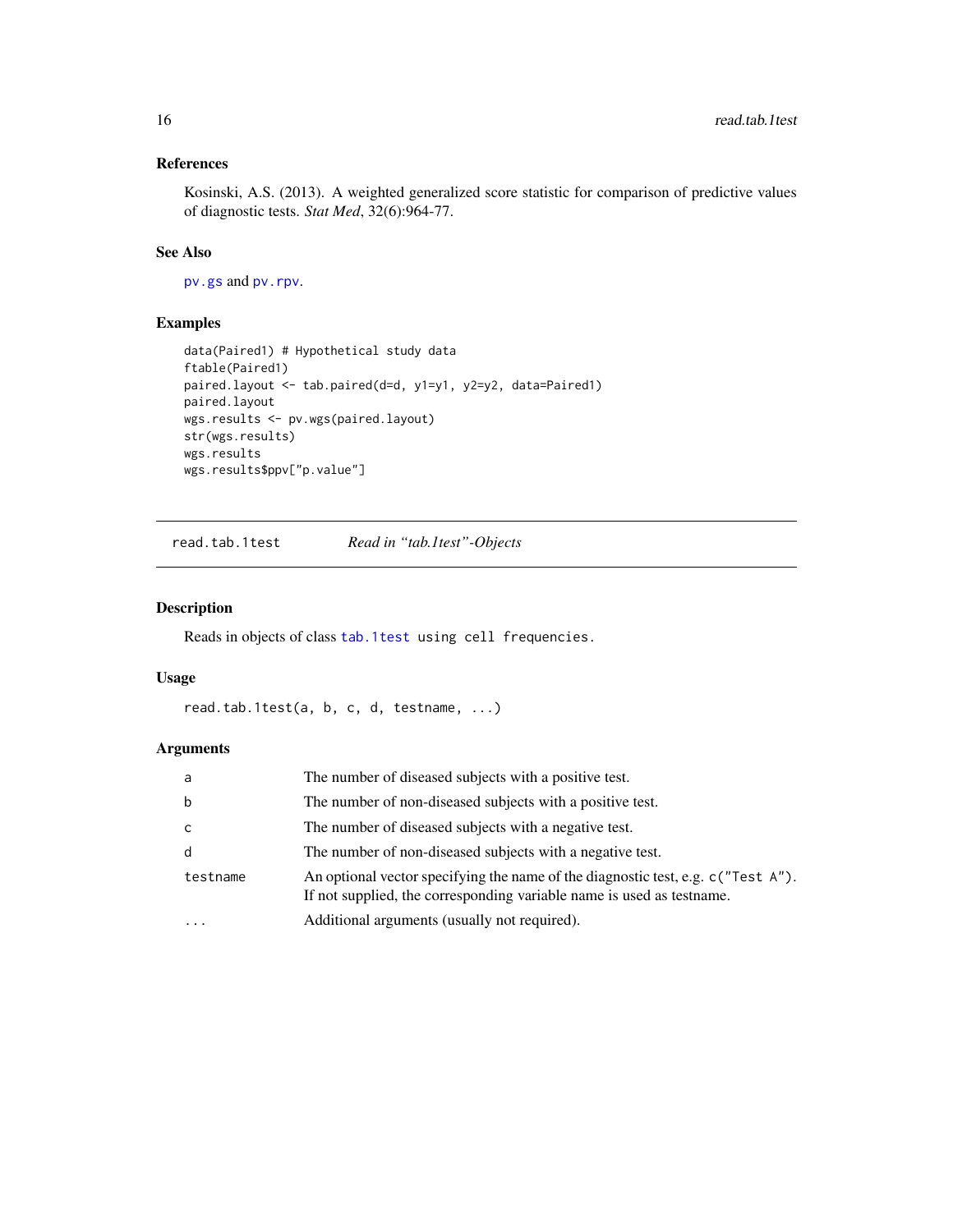## References

Kosinski, A.S. (2013). A weighted generalized score statistic for comparison of predictive values of diagnostic tests. *Stat Med*, 32(6):964-77.

## See Also

pv.gs and pv.rpv.

## Examples

```
data(Paired1) # Hypothetical study data
ftable(Paired1)
paired.layout <- tab.paired(d=d, y1=y1, y2=y2, data=Paired1)
paired.layout
wgs.results <- pv.wgs(paired.layout)
str(wgs.results)
wgs.results
wgs.results$ppv["p.value"]
```

---

# read.tab.1test — *Read in "tab.1test"-Objects*

## Description

Reads in objects of class tab.1test using cell frequencies.

## Usage

```
read.tab.1test(a, b, c, d, testname, ...)
```

## Arguments

| | |
|---|---|
| a | The number of diseased subjects with a positive test. |
| b | The number of non-diseased subjects with a positive test. |
| c | The number of diseased subjects with a negative test. |
| d | The number of non-diseased subjects with a negative test. |
| testname | An optional vector specifying the name of the diagnostic test, e.g. c("Test A"). If not supplied, the corresponding variable name is used as testname. |
| ... | Additional arguments (usually not required). |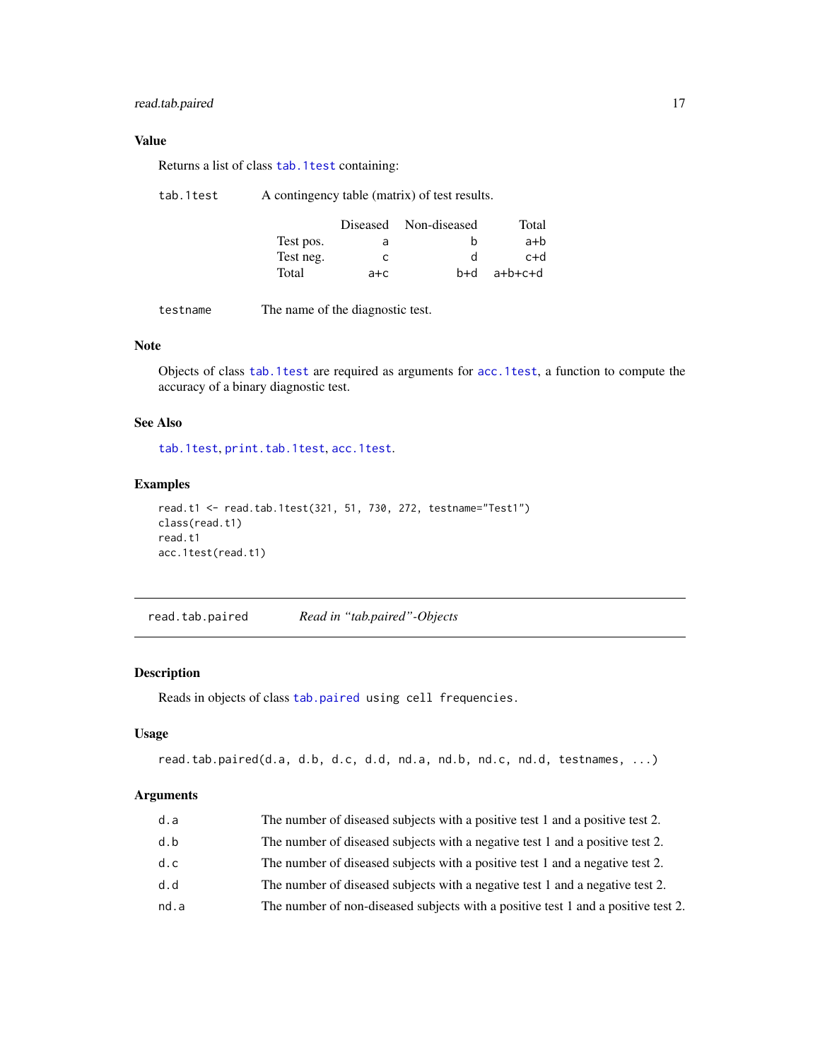### Value

Returns a list of class `tab.1test` containing:

`tab.1test` A contingency table (matrix) of test results.

| | Diseased | Non-diseased | Total |
|---|---|---|---|
| Test pos. | a | b | a+b |
| Test neg. | c | d | c+d |
| Total | a+c | b+d | a+b+c+d |

`testname` The name of the diagnostic test.

### Note

Objects of class `tab.1test` are required as arguments for `acc.1test`, a function to compute the accuracy of a binary diagnostic test.

### See Also

`tab.1test`, `print.tab.1test`, `acc.1test`.

### Examples

```
read.t1 <- read.tab.1test(321, 51, 730, 272, testname="Test1")
class(read.t1)
read.t1
acc.1test(read.t1)
```

---

## read.tab.paired *Read in "tab.paired"-Objects*

---

### Description

Reads in objects of class `tab.paired` using cell frequencies.

### Usage

```
read.tab.paired(d.a, d.b, d.c, d.d, nd.a, nd.b, nd.c, nd.d, testnames, ...)
```

### Arguments

| | |
|---|---|
| `d.a` | The number of diseased subjects with a positive test 1 and a positive test 2. |
| `d.b` | The number of diseased subjects with a negative test 1 and a positive test 2. |
| `d.c` | The number of diseased subjects with a positive test 1 and a negative test 2. |
| `d.d` | The number of diseased subjects with a negative test 1 and a negative test 2. |
| `nd.a` | The number of non-diseased subjects with a positive test 1 and a positive test 2. |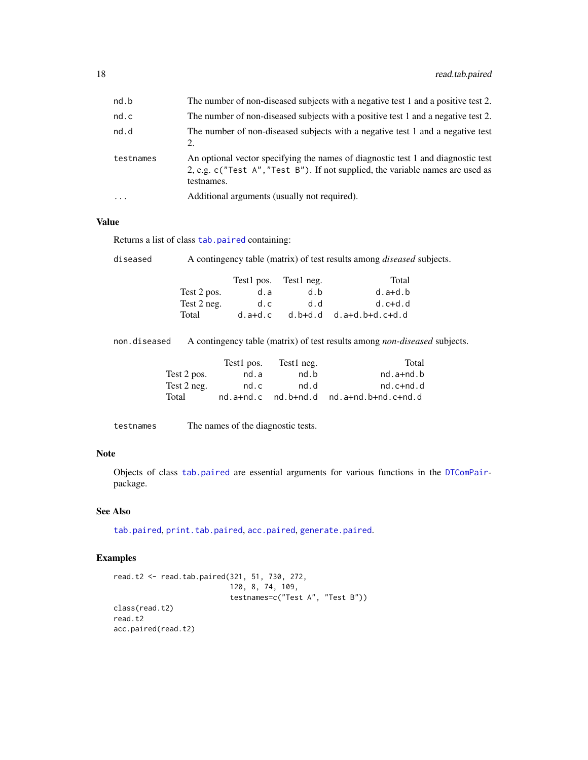| | |
|---|---|
| `nd.b` | The number of non-diseased subjects with a negative test 1 and a positive test 2. |
| `nd.c` | The number of non-diseased subjects with a positive test 1 and a negative test 2. |
| `nd.d` | The number of non-diseased subjects with a negative test 1 and a negative test 2. |
| `testnames` | An optional vector specifying the names of diagnostic test 1 and diagnostic test 2, e.g. `c("Test A","Test B")`. If not supplied, the variable names are used as testnames. |
| `...` | Additional arguments (usually not required). |

## Value

Returns a list of class `tab.paired` containing:

`diseased` A contingency table (matrix) of test results among *diseased* subjects.

| | Test1 pos. | Test1 neg. | Total |
|---|---|---|---|
| Test 2 pos. | `d.a` | `d.b` | `d.a+d.b` |
| Test 2 neg. | `d.c` | `d.d` | `d.c+d.d` |
| Total | `d.a+d.c` | `d.b+d.d` | `d.a+d.b+d.c+d.d` |

`non.diseased` A contingency table (matrix) of test results among *non-diseased* subjects.

| | Test1 pos. | Test1 neg. | Total |
|---|---|---|---|
| Test 2 pos. | `nd.a` | `nd.b` | `nd.a+nd.b` |
| Test 2 neg. | `nd.c` | `nd.d` | `nd.c+nd.d` |
| Total | `nd.a+nd.c` | `nd.b+nd.d` | `nd.a+nd.b+nd.c+nd.d` |

`testnames` The names of the diagnostic tests.

## Note

Objects of class `tab.paired` are essential arguments for various functions in the `DTComPair`-package.

## See Also

`tab.paired`, `print.tab.paired`, `acc.paired`, `generate.paired`.

## Examples

```
read.t2 <- read.tab.paired(321, 51, 730, 272,
                           120, 8, 74, 109,
                           testnames=c("Test A", "Test B"))
class(read.t2)
read.t2
acc.paired(read.t2)
```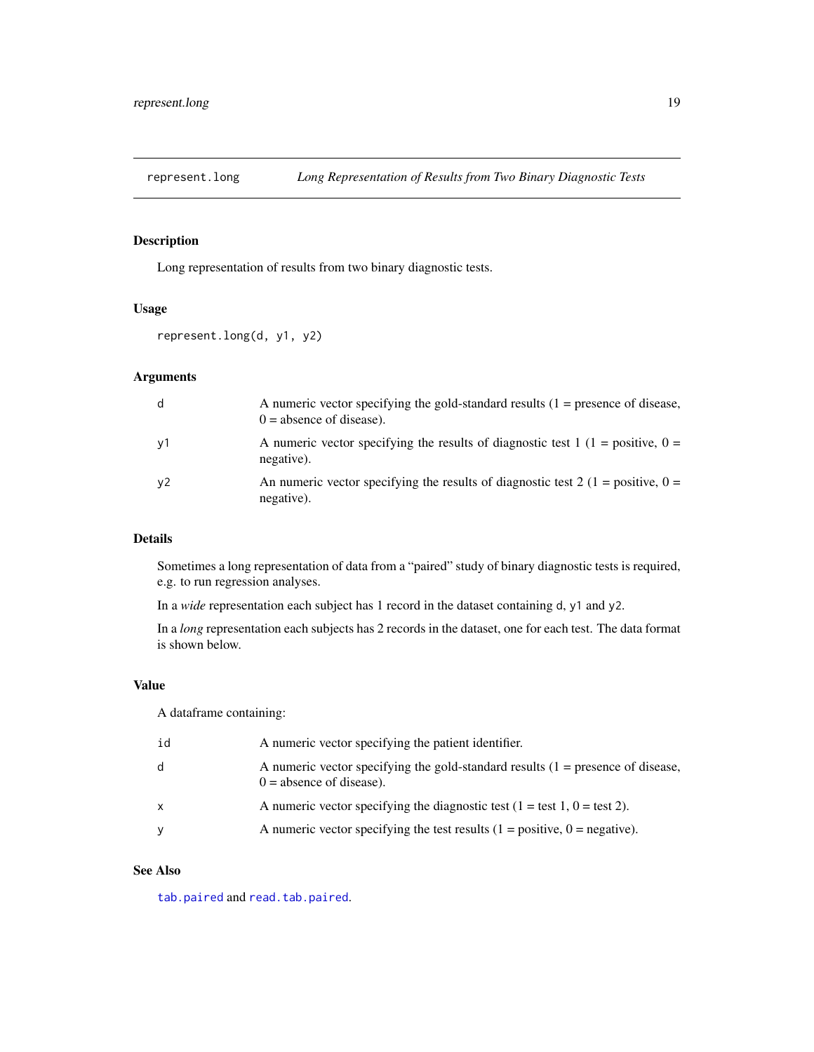`represent.long` *Long Representation of Results from Two Binary Diagnostic Tests*

## Description

Long representation of results from two binary diagnostic tests.

## Usage

```
represent.long(d, y1, y2)
```

## Arguments

| | |
|---|---|
| `d` | A numeric vector specifying the gold-standard results (1 = presence of disease, 0 = absence of disease). |
| `y1` | A numeric vector specifying the results of diagnostic test 1 (1 = positive, 0 = negative). |
| `y2` | An numeric vector specifying the results of diagnostic test 2 (1 = positive, 0 = negative). |

## Details

Sometimes a long representation of data from a "paired" study of binary diagnostic tests is required, e.g. to run regression analyses.

In a *wide* representation each subject has 1 record in the dataset containing `d`, `y1` and `y2`.

In a *long* representation each subjects has 2 records in the dataset, one for each test. The data format is shown below.

## Value

A dataframe containing:

| | |
|---|---|
| `id` | A numeric vector specifying the patient identifier. |
| `d` | A numeric vector specifying the gold-standard results (1 = presence of disease, 0 = absence of disease). |
| `x` | A numeric vector specifying the diagnostic test (1 = test 1, 0 = test 2). |
| `y` | A numeric vector specifying the test results (1 = positive, 0 = negative). |

## See Also

`tab.paired` and `read.tab.paired`.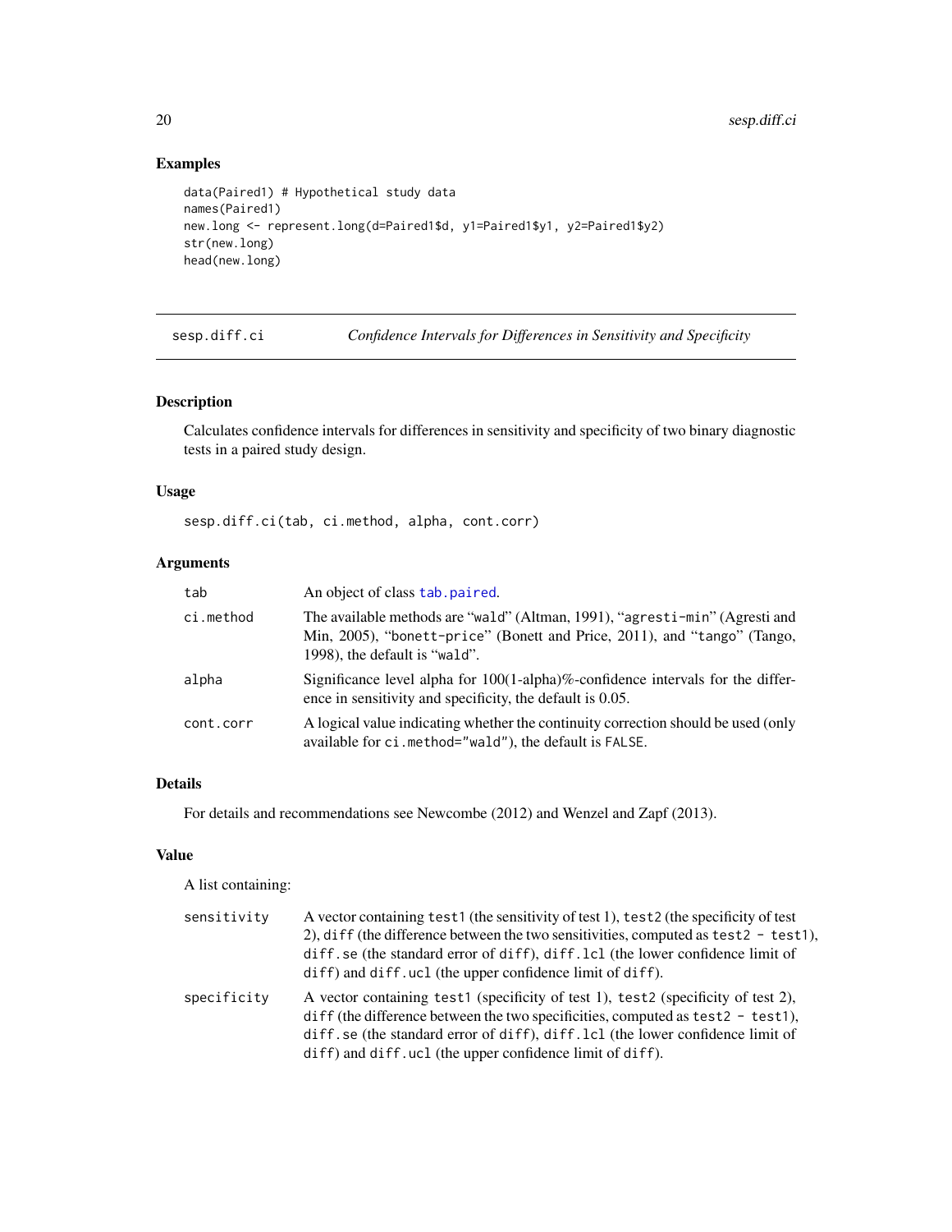## Examples

```
data(Paired1) # Hypothetical study data
names(Paired1)
new.long <- represent.long(d=Paired1$d, y1=Paired1$y1, y2=Paired1$y2)
str(new.long)
head(new.long)
```

---

# sesp.diff.ci — *Confidence Intervals for Differences in Sensitivity and Specificity*

## Description

Calculates confidence intervals for differences in sensitivity and specificity of two binary diagnostic tests in a paired study design.

## Usage

```
sesp.diff.ci(tab, ci.method, alpha, cont.corr)
```

## Arguments

| | |
|---|---|
| `tab` | An object of class `tab.paired`. |
| `ci.method` | The available methods are "`wald`" (Altman, 1991), "`agresti-min`" (Agresti and Min, 2005), "`bonett-price`" (Bonett and Price, 2011), and "`tango`" (Tango, 1998), the default is "`wald`". |
| `alpha` | Significance level alpha for 100(1-alpha)%-confidence intervals for the difference in sensitivity and specificity, the default is 0.05. |
| `cont.corr` | A logical value indicating whether the continuity correction should be used (only available for `ci.method="wald"`), the default is `FALSE`. |

## Details

For details and recommendations see Newcombe (2012) and Wenzel and Zapf (2013).

## Value

A list containing:

| | |
|---|---|
| `sensitivity` | A vector containing `test1` (the sensitivity of test 1), `test2` (the specificity of test 2), `diff` (the difference between the two sensitivities, computed as `test2 - test1`), `diff.se` (the standard error of `diff`), `diff.lcl` (the lower confidence limit of `diff`) and `diff.ucl` (the upper confidence limit of `diff`). |
| `specificity` | A vector containing `test1` (specificity of test 1), `test2` (specificity of test 2), `diff` (the difference between the two specificities, computed as `test2 - test1`), `diff.se` (the standard error of `diff`), `diff.lcl` (the lower confidence limit of `diff`) and `diff.ucl` (the upper confidence limit of `diff`). |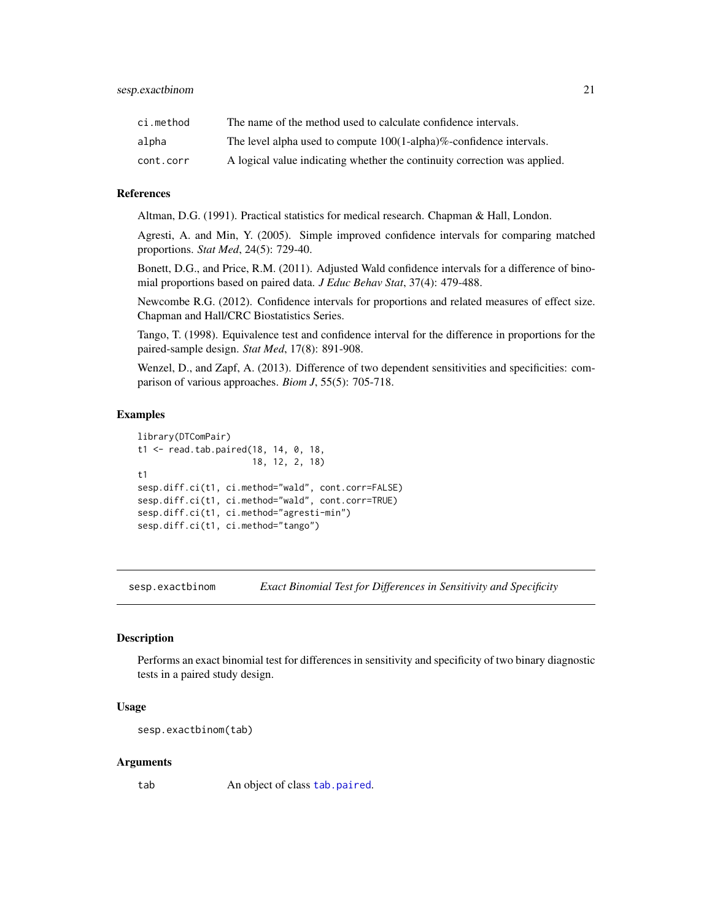| | |
|---|---|
| ci.method | The name of the method used to calculate confidence intervals. |
| alpha | The level alpha used to compute 100(1-alpha)%-confidence intervals. |
| cont.corr | A logical value indicating whether the continuity correction was applied. |

### References

Altman, D.G. (1991). Practical statistics for medical research. Chapman & Hall, London.

Agresti, A. and Min, Y. (2005). Simple improved confidence intervals for comparing matched proportions. *Stat Med*, 24(5): 729-40.

Bonett, D.G., and Price, R.M. (2011). Adjusted Wald confidence intervals for a difference of binomial proportions based on paired data. *J Educ Behav Stat*, 37(4): 479-488.

Newcombe R.G. (2012). Confidence intervals for proportions and related measures of effect size. Chapman and Hall/CRC Biostatistics Series.

Tango, T. (1998). Equivalence test and confidence interval for the difference in proportions for the paired-sample design. *Stat Med*, 17(8): 891-908.

Wenzel, D., and Zapf, A. (2013). Difference of two dependent sensitivities and specificities: comparison of various approaches. *Biom J*, 55(5): 705-718.

### Examples

```
library(DTComPair)
t1 <- read.tab.paired(18, 14, 0, 18,
                      18, 12, 2, 18)
t1
sesp.diff.ci(t1, ci.method="wald", cont.corr=FALSE)
sesp.diff.ci(t1, ci.method="wald", cont.corr=TRUE)
sesp.diff.ci(t1, ci.method="agresti-min")
sesp.diff.ci(t1, ci.method="tango")
```

---

## sesp.exactbinom    *Exact Binomial Test for Differences in Sensitivity and Specificity*

### Description

Performs an exact binomial test for differences in sensitivity and specificity of two binary diagnostic tests in a paired study design.

### Usage

```
sesp.exactbinom(tab)
```

### Arguments

| | |
|---|---|
| tab | An object of class tab.paired. |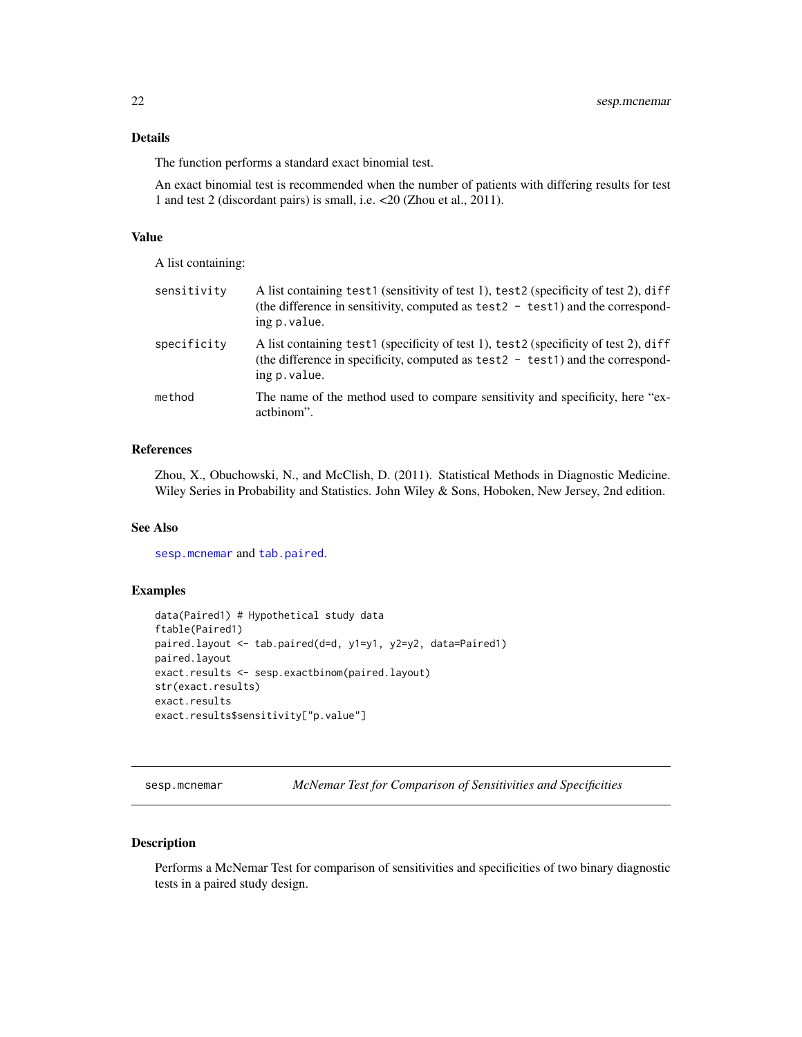### Details

The function performs a standard exact binomial test.

An exact binomial test is recommended when the number of patients with differing results for test 1 and test 2 (discordant pairs) is small, i.e. <20 (Zhou et al., 2011).

### Value

A list containing:

| | |
|---|---|
| `sensitivity` | A list containing `test1` (sensitivity of test 1), `test2` (specificity of test 2), `diff` (the difference in sensitivity, computed as `test2 - test1`) and the corresponding `p.value`. |
| `specificity` | A list containing `test1` (specificity of test 1), `test2` (specificity of test 2), `diff` (the difference in specificity, computed as `test2 - test1`) and the corresponding `p.value`. |
| `method` | The name of the method used to compare sensitivity and specificity, here "exactbinom". |

### References

Zhou, X., Obuchowski, N., and McClish, D. (2011). Statistical Methods in Diagnostic Medicine. Wiley Series in Probability and Statistics. John Wiley & Sons, Hoboken, New Jersey, 2nd edition.

### See Also

`sesp.mcnemar` and `tab.paired`.

### Examples

```
data(Paired1) # Hypothetical study data
ftable(Paired1)
paired.layout <- tab.paired(d=d, y1=y1, y2=y2, data=Paired1)
paired.layout
exact.results <- sesp.exactbinom(paired.layout)
str(exact.results)
exact.results
exact.results$sensitivity["p.value"]
```

---

## sesp.mcnemar — *McNemar Test for Comparison of Sensitivities and Specificities*

### Description

Performs a McNemar Test for comparison of sensitivities and specificities of two binary diagnostic tests in a paired study design.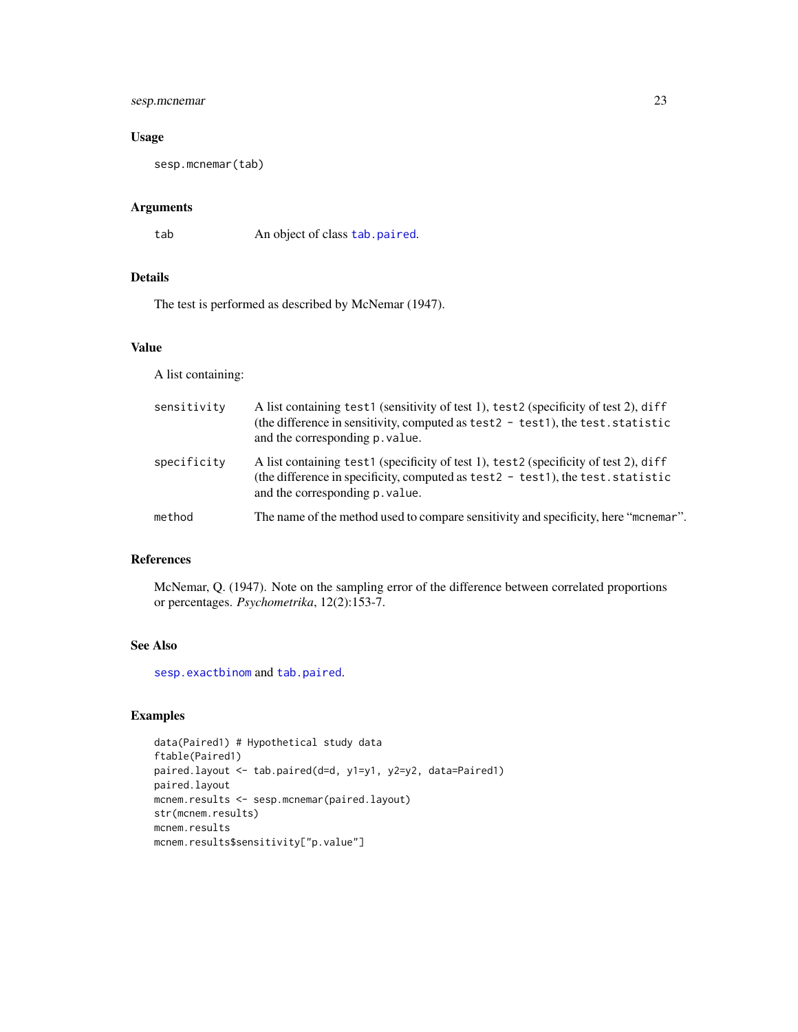### Usage

```
sesp.mcnemar(tab)
```

### Arguments

| | |
|---|---|
| `tab` | An object of class `tab.paired`. |

### Details

The test is performed as described by McNemar (1947).

### Value

A list containing:

| | |
|---|---|
| `sensitivity` | A list containing `test1` (sensitivity of test 1), `test2` (specificity of test 2), `diff` (the difference in sensitivity, computed as `test2 - test1`), the `test.statistic` and the corresponding `p.value`. |
| `specificity` | A list containing `test1` (specificity of test 1), `test2` (specificity of test 2), `diff` (the difference in specificity, computed as `test2 - test1`), the `test.statistic` and the corresponding `p.value`. |
| `method` | The name of the method used to compare sensitivity and specificity, here "`mcnemar`". |

### References

McNemar, Q. (1947). Note on the sampling error of the difference between correlated proportions or percentages. *Psychometrika*, 12(2):153-7.

### See Also

`sesp.exactbinom` and `tab.paired`.

### Examples

```
data(Paired1) # Hypothetical study data
ftable(Paired1)
paired.layout <- tab.paired(d=d, y1=y1, y2=y2, data=Paired1)
paired.layout
mcnem.results <- sesp.mcnemar(paired.layout)
str(mcnem.results)
mcnem.results
mcnem.results$sensitivity["p.value"]
```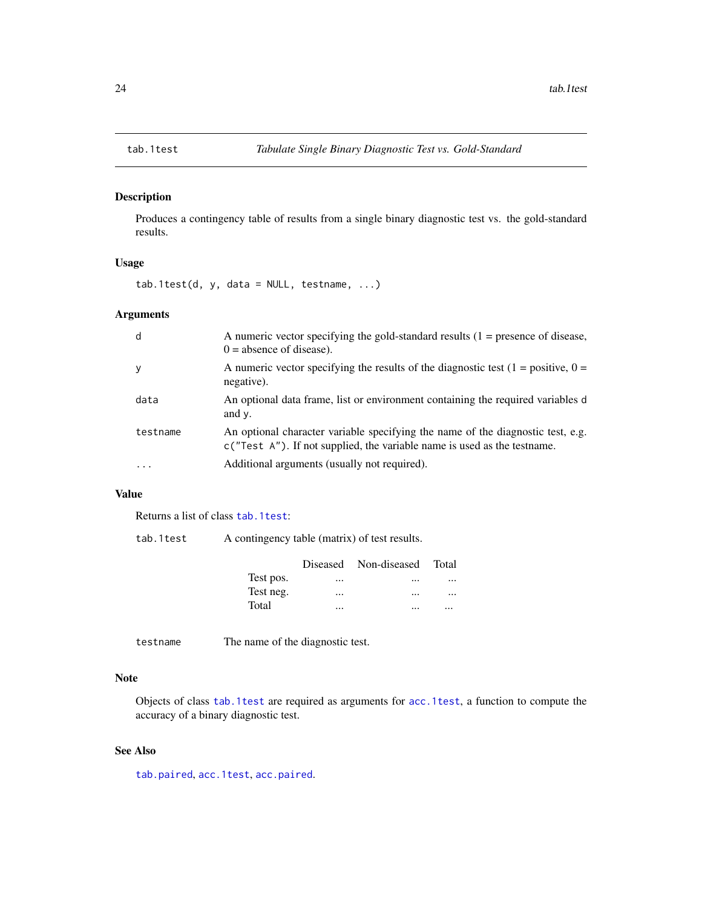## tab.1test — *Tabulate Single Binary Diagnostic Test vs. Gold-Standard*

### Description

Produces a contingency table of results from a single binary diagnostic test vs. the gold-standard results.

### Usage

```
tab.1test(d, y, data = NULL, testname, ...)
```

### Arguments

| | |
|---|---|
| `d` | A numeric vector specifying the gold-standard results (1 = presence of disease, 0 = absence of disease). |
| `y` | A numeric vector specifying the results of the diagnostic test (1 = positive, 0 = negative). |
| `data` | An optional data frame, list or environment containing the required variables `d` and `y`. |
| `testname` | An optional character variable specifying the name of the diagnostic test, e.g. `c("Test A")`. If not supplied, the variable name is used as the testname. |
| `...` | Additional arguments (usually not required). |

### Value

Returns a list of class `tab.1test`:

`tab.1test` A contingency table (matrix) of test results.

| | Diseased | Non-diseased | Total |
|---|---|---|---|
| Test pos. | ... | ... | ... |
| Test neg. | ... | ... | ... |
| Total | ... | ... | ... |

`testname` The name of the diagnostic test.

### Note

Objects of class `tab.1test` are required as arguments for `acc.1test`, a function to compute the accuracy of a binary diagnostic test.

### See Also

`tab.paired`, `acc.1test`, `acc.paired`.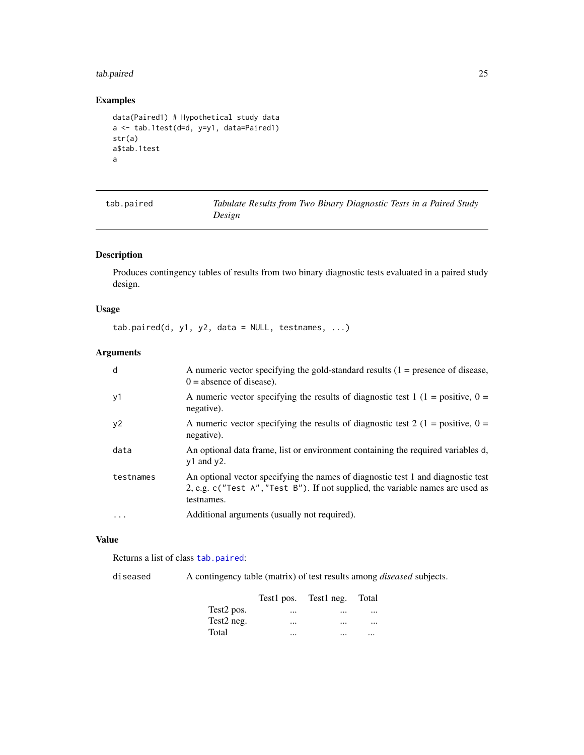## Examples

```
data(Paired1) # Hypothetical study data
a <- tab.1test(d=d, y=y1, data=Paired1)
str(a)
a$tab.1test
a
```

---

# tab.paired — *Tabulate Results from Two Binary Diagnostic Tests in a Paired Study Design*

## Description

Produces contingency tables of results from two binary diagnostic tests evaluated in a paired study design.

## Usage

```
tab.paired(d, y1, y2, data = NULL, testnames, ...)
```

## Arguments

| | |
|---|---|
| `d` | A numeric vector specifying the gold-standard results (1 = presence of disease, 0 = absence of disease). |
| `y1` | A numeric vector specifying the results of diagnostic test 1 (1 = positive, 0 = negative). |
| `y2` | A numeric vector specifying the results of diagnostic test 2 (1 = positive, 0 = negative). |
| `data` | An optional data frame, list or environment containing the required variables `d`, `y1` and `y2`. |
| `testnames` | An optional vector specifying the names of diagnostic test 1 and diagnostic test 2, e.g. `c("Test A","Test B")`. If not supplied, the variable names are used as testnames. |
| `...` | Additional arguments (usually not required). |

## Value

Returns a list of class `tab.paired`:

`diseased` A contingency table (matrix) of test results among *diseased* subjects.

| | Test1 pos. | Test1 neg. | Total |
|---|---|---|---|
| Test2 pos. | ... | ... | ... |
| Test2 neg. | ... | ... | ... |
| Total | ... | ... | ... |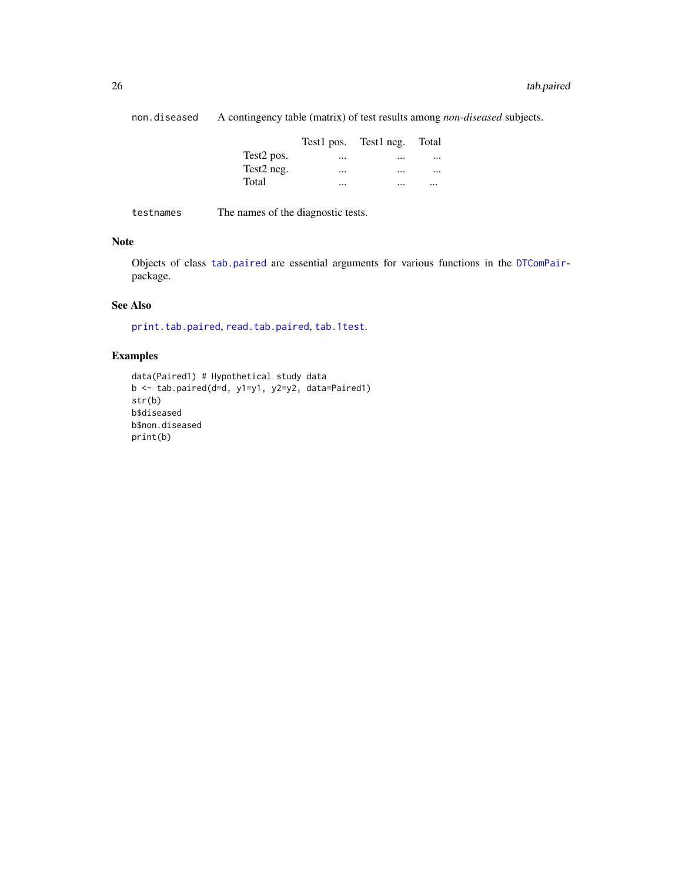non.diseased A contingency table (matrix) of test results among *non-diseased* subjects.

| | Test1 pos. | Test1 neg. | Total |
|---|---|---|---|
| Test2 pos. | ... | ... | ... |
| Test2 neg. | ... | ... | ... |
| Total | ... | ... | ... |

testnames The names of the diagnostic tests.

## Note

Objects of class tab.paired are essential arguments for various functions in the DTComPair-package.

## See Also

print.tab.paired, read.tab.paired, tab.1test.

## Examples

```
data(Paired1) # Hypothetical study data
b <- tab.paired(d=d, y1=y1, y2=y2, data=Paired1)
str(b)
b$diseased
b$non.diseased
print(b)
```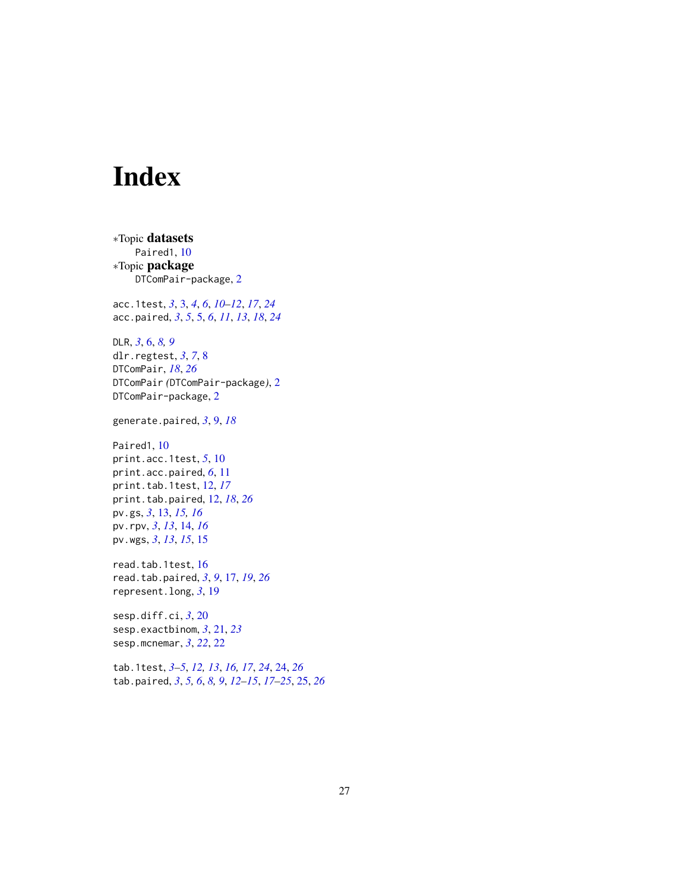# Index

*Topic **datasets**
Paired1, 10
*Topic **package**
DTComPair-package, 2

acc.1test, *3*, 3, *4*, *6*, *10–12*, *17*, *24*
acc.paired, *3*, *5*, 5, *6*, *11*, *13*, *18*, *24*

DLR, *3*, 6, *8, 9*
dlr.regtest, *3*, *7*, 8
DTComPair, *18*, *26*
DTComPair *(*DTComPair-package*)*, 2
DTComPair-package, 2

generate.paired, *3*, 9, *18*

Paired1, 10
print.acc.1test, *5*, 10
print.acc.paired, *6*, 11
print.tab.1test, 12, *17*
print.tab.paired, 12, *18*, *26*
pv.gs, *3*, 13, *15, 16*
pv.rpv, *3*, *13*, 14, *16*
pv.wgs, *3*, *13*, *15*, 15

read.tab.1test, 16
read.tab.paired, *3*, *9*, 17, *19*, *26*
represent.long, *3*, 19

sesp.diff.ci, *3*, 20
sesp.exactbinom, *3*, 21, *23*
sesp.mcnemar, *3*, *22*, 22

tab.1test, *3–5*, *12, 13*, *16, 17*, *24*, 24, *26*
tab.paired, *3*, *5, 6*, *8, 9*, *12–15*, *17–25*, 25, *26*